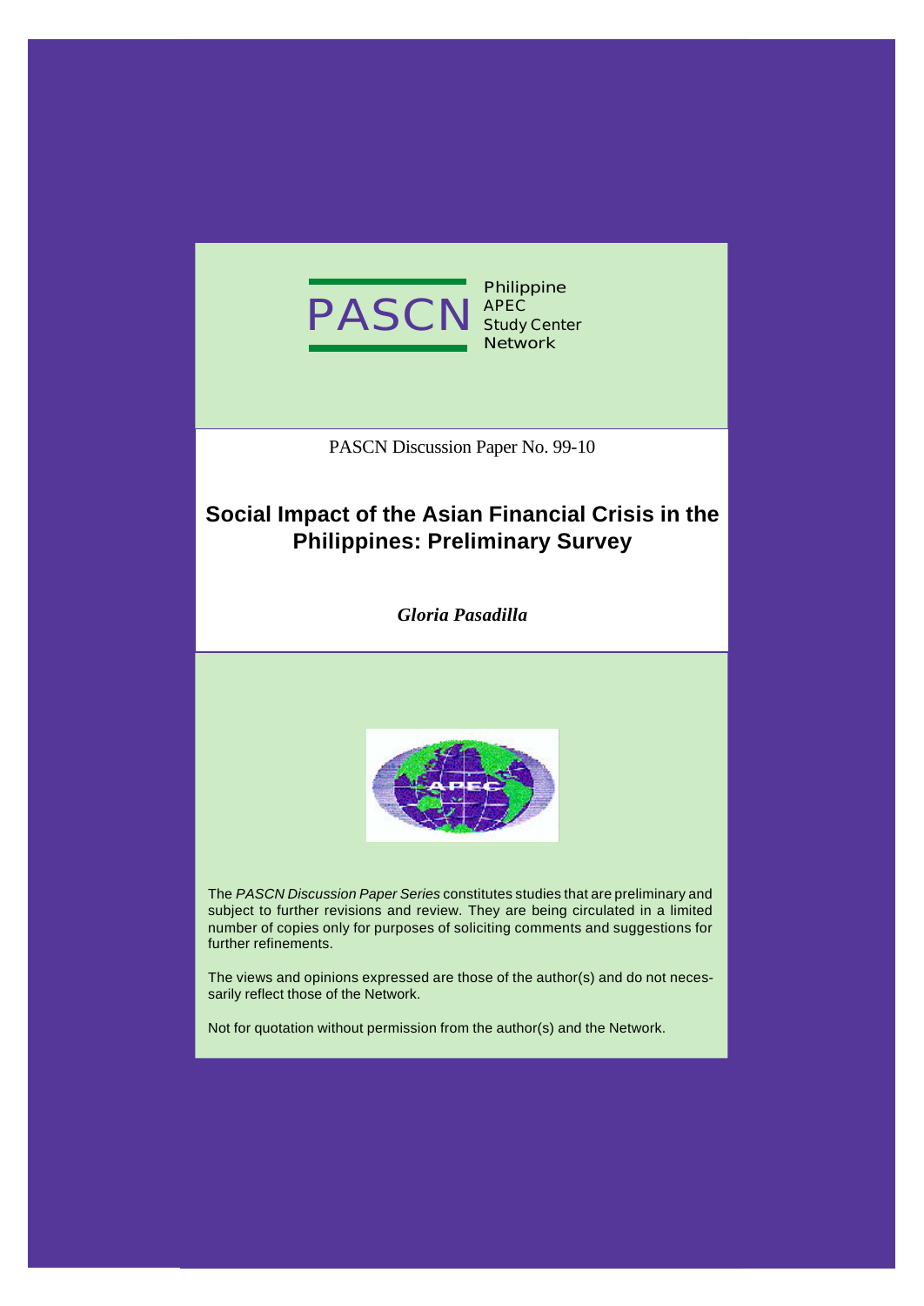PASCN Philippine APEC Study Center Network

PASCN Discussion Paper No. 99-10

# Social Impact of the Asian Financial Crisis in the Philippines: Preliminary Survey

***Gloria Pasadilla***

The *PASCN Discussion Paper Series* constitutes studies that are preliminary and subject to further revisions and review. They are being circulated in a limited number of copies only for purposes of soliciting comments and suggestions for further refinements.

The views and opinions expressed are those of the author(s) and do not necessarily reflect those of the Network.

Not for quotation without permission from the author(s) and the Network.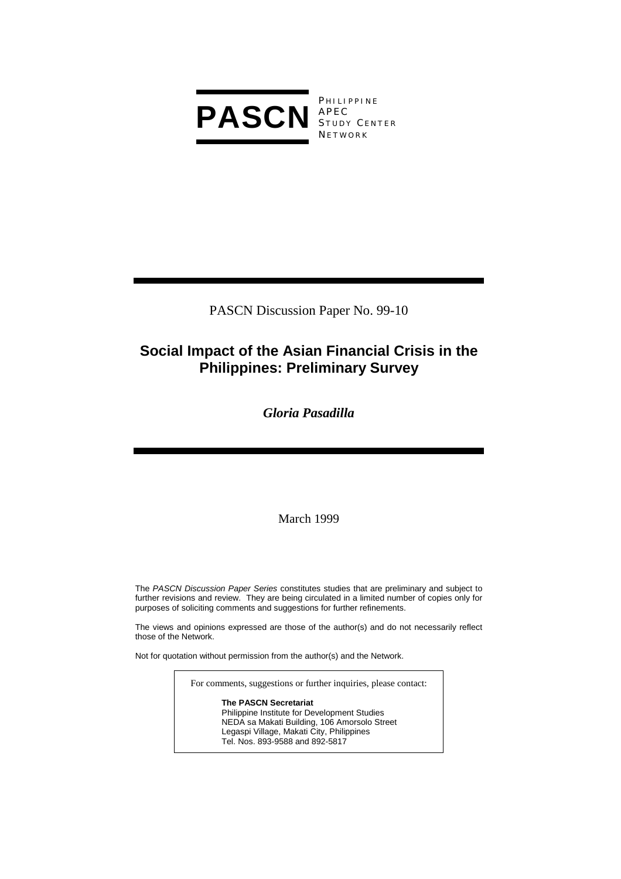**PASCN** PHILIPPINE APEC STUDY CENTER NETWORK

PASCN Discussion Paper No. 99-10

# Social Impact of the Asian Financial Crisis in the Philippines: Preliminary Survey

***Gloria Pasadilla***

March 1999

The *PASCN Discussion Paper Series* constitutes studies that are preliminary and subject to further revisions and review. They are being circulated in a limited number of copies only for purposes of soliciting comments and suggestions for further refinements.

The views and opinions expressed are those of the author(s) and do not necessarily reflect those of the Network.

Not for quotation without permission from the author(s) and the Network.

For comments, suggestions or further inquiries, please contact:

**The PASCN Secretariat**
Philippine Institute for Development Studies
NEDA sa Makati Building, 106 Amorsolo Street
Legaspi Village, Makati City, Philippines
Tel. Nos. 893-9588 and 892-5817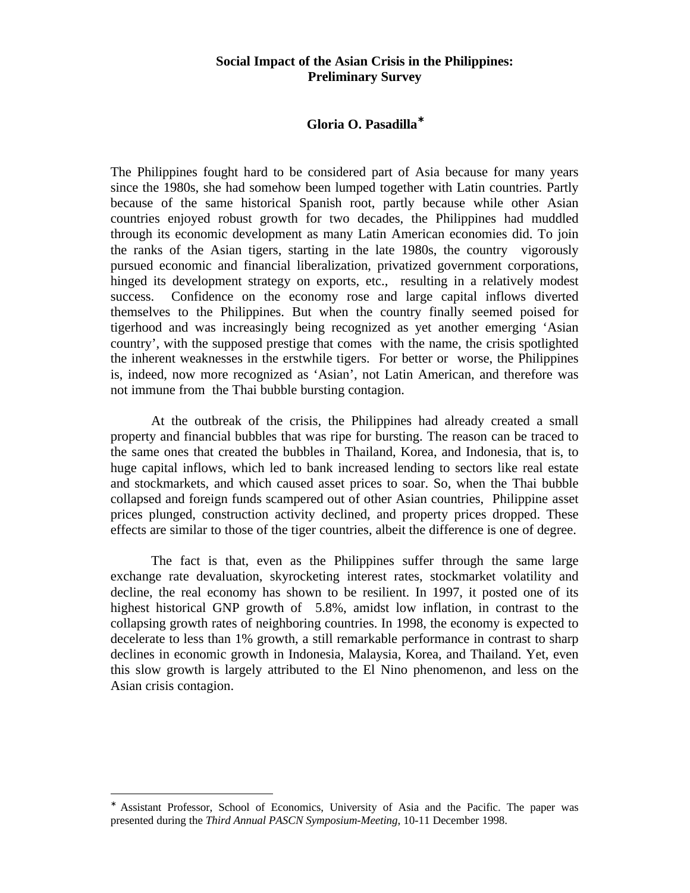**Social Impact of the Asian Crisis in the Philippines: Preliminary Survey**

**Gloria O. Pasadilla*[*]**

The Philippines fought hard to be considered part of Asia because for many years since the 1980s, she had somehow been lumped together with Latin countries. Partly because of the same historical Spanish root, partly because while other Asian countries enjoyed robust growth for two decades, the Philippines had muddled through its economic development as many Latin American economies did. To join the ranks of the Asian tigers, starting in the late 1980s, the country vigorously pursued economic and financial liberalization, privatized government corporations, hinged its development strategy on exports, etc., resulting in a relatively modest success. Confidence on the economy rose and large capital inflows diverted themselves to the Philippines. But when the country finally seemed poised for tigerhood and was increasingly being recognized as yet another emerging 'Asian country', with the supposed prestige that comes with the name, the crisis spotlighted the inherent weaknesses in the erstwhile tigers. For better or worse, the Philippines is, indeed, now more recognized as 'Asian', not Latin American, and therefore was not immune from the Thai bubble bursting contagion.

At the outbreak of the crisis, the Philippines had already created a small property and financial bubbles that was ripe for bursting. The reason can be traced to the same ones that created the bubbles in Thailand, Korea, and Indonesia, that is, to huge capital inflows, which led to bank increased lending to sectors like real estate and stockmarkets, and which caused asset prices to soar. So, when the Thai bubble collapsed and foreign funds scampered out of other Asian countries, Philippine asset prices plunged, construction activity declined, and property prices dropped. These effects are similar to those of the tiger countries, albeit the difference is one of degree.

The fact is that, even as the Philippines suffer through the same large exchange rate devaluation, skyrocketing interest rates, stockmarket volatility and decline, the real economy has shown to be resilient. In 1997, it posted one of its highest historical GNP growth of 5.8%, amidst low inflation, in contrast to the collapsing growth rates of neighboring countries. In 1998, the economy is expected to decelerate to less than 1% growth, a still remarkable performance in contrast to sharp declines in economic growth in Indonesia, Malaysia, Korea, and Thailand. Yet, even this slow growth is largely attributed to the El Nino phenomenon, and less on the Asian crisis contagion.

---

[*] Assistant Professor, School of Economics, University of Asia and the Pacific. The paper was presented during the *Third Annual PASCN Symposium-Meeting*, 10-11 December 1998.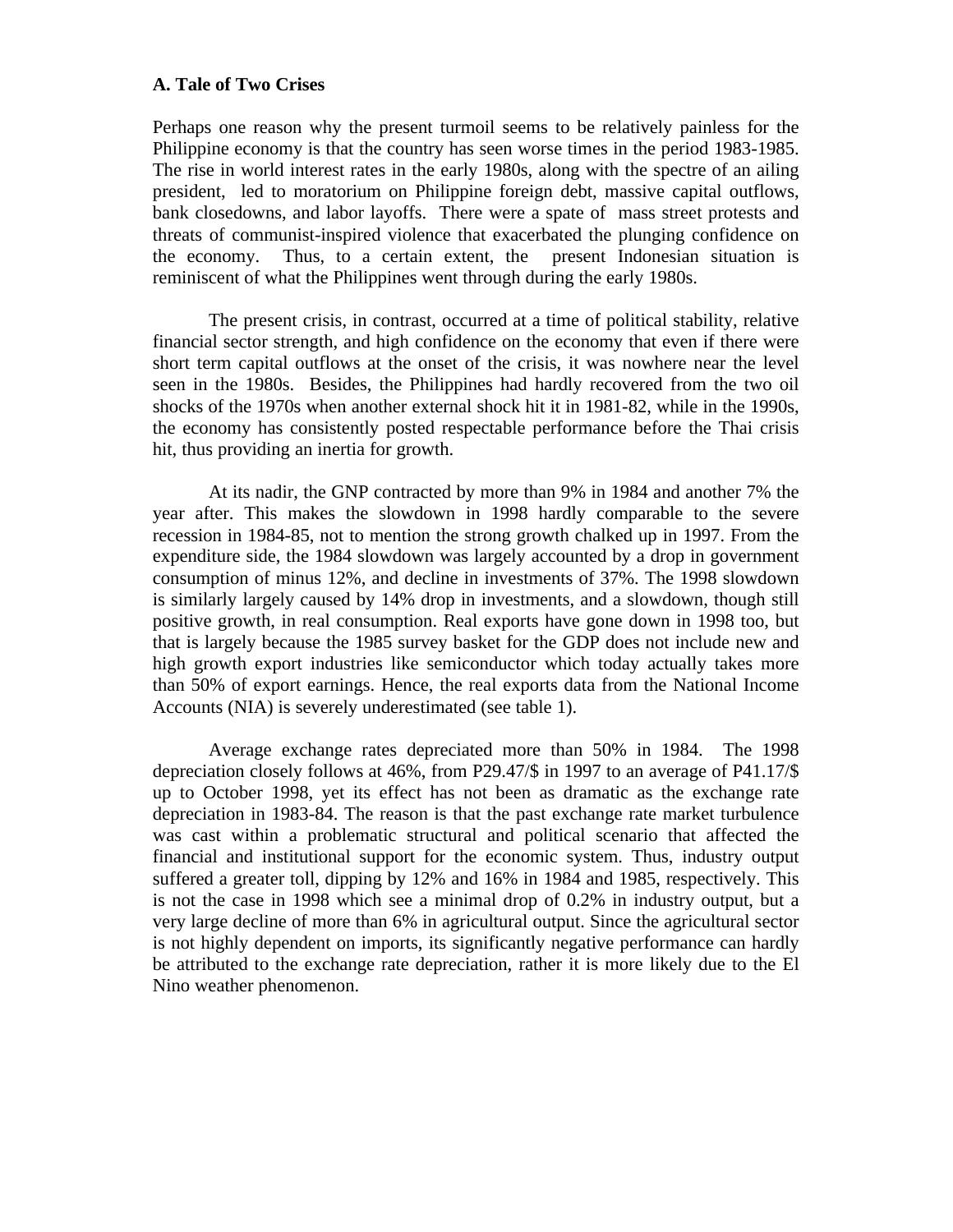**A. Tale of Two Crises**

Perhaps one reason why the present turmoil seems to be relatively painless for the Philippine economy is that the country has seen worse times in the period 1983-1985. The rise in world interest rates in the early 1980s, along with the spectre of an ailing president, led to moratorium on Philippine foreign debt, massive capital outflows, bank closedowns, and labor layoffs. There were a spate of mass street protests and threats of communist-inspired violence that exacerbated the plunging confidence on the economy. Thus, to a certain extent, the present Indonesian situation is reminiscent of what the Philippines went through during the early 1980s.

The present crisis, in contrast, occurred at a time of political stability, relative financial sector strength, and high confidence on the economy that even if there were short term capital outflows at the onset of the crisis, it was nowhere near the level seen in the 1980s. Besides, the Philippines had hardly recovered from the two oil shocks of the 1970s when another external shock hit it in 1981-82, while in the 1990s, the economy has consistently posted respectable performance before the Thai crisis hit, thus providing an inertia for growth.

At its nadir, the GNP contracted by more than 9% in 1984 and another 7% the year after. This makes the slowdown in 1998 hardly comparable to the severe recession in 1984-85, not to mention the strong growth chalked up in 1997. From the expenditure side, the 1984 slowdown was largely accounted by a drop in government consumption of minus 12%, and decline in investments of 37%. The 1998 slowdown is similarly largely caused by 14% drop in investments, and a slowdown, though still positive growth, in real consumption. Real exports have gone down in 1998 too, but that is largely because the 1985 survey basket for the GDP does not include new and high growth export industries like semiconductor which today actually takes more than 50% of export earnings. Hence, the real exports data from the National Income Accounts (NIA) is severely underestimated (see table 1).

Average exchange rates depreciated more than 50% in 1984. The 1998 depreciation closely follows at 46%, from P29.47/$ in 1997 to an average of P41.17/$ up to October 1998, yet its effect has not been as dramatic as the exchange rate depreciation in 1983-84. The reason is that the past exchange rate market turbulence was cast within a problematic structural and political scenario that affected the financial and institutional support for the economic system. Thus, industry output suffered a greater toll, dipping by 12% and 16% in 1984 and 1985, respectively. This is not the case in 1998 which see a minimal drop of 0.2% in industry output, but a very large decline of more than 6% in agricultural output. Since the agricultural sector is not highly dependent on imports, its significantly negative performance can hardly be attributed to the exchange rate depreciation, rather it is more likely due to the El Nino weather phenomenon.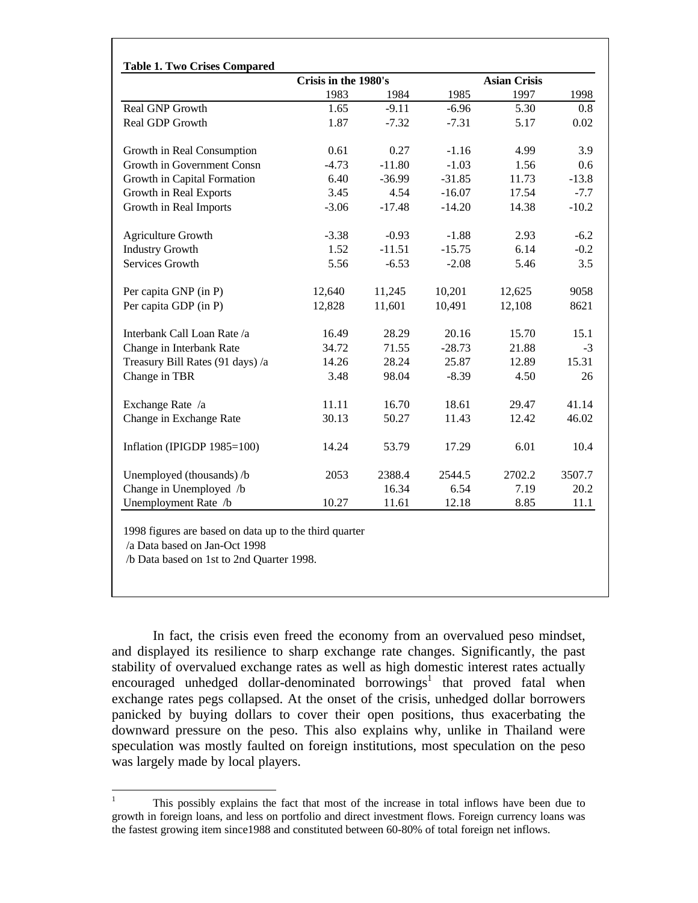**Table 1. Two Crises Compared**

| | Crisis in the 1980's | | | Asian Crisis | |
|---|---|---|---|---|---|
| | 1983 | 1984 | 1985 | 1997 | 1998 |
| Real GNP Growth | 1.65 | -9.11 | -6.96 | 5.30 | 0.8 |
| Real GDP Growth | 1.87 | -7.32 | -7.31 | 5.17 | 0.02 |
| Growth in Real Consumption | 0.61 | 0.27 | -1.16 | 4.99 | 3.9 |
| Growth in Government Consn | -4.73 | -11.80 | -1.03 | 1.56 | 0.6 |
| Growth in Capital Formation | 6.40 | -36.99 | -31.85 | 11.73 | -13.8 |
| Growth in Real Exports | 3.45 | 4.54 | -16.07 | 17.54 | -7.7 |
| Growth in Real Imports | -3.06 | -17.48 | -14.20 | 14.38 | -10.2 |
| Agriculture Growth | -3.38 | -0.93 | -1.88 | 2.93 | -6.2 |
| Industry Growth | 1.52 | -11.51 | -15.75 | 6.14 | -0.2 |
| Services Growth | 5.56 | -6.53 | -2.08 | 5.46 | 3.5 |
| Per capita GNP (in P) | 12,640 | 11,245 | 10,201 | 12,625 | 9058 |
| Per capita GDP (in P) | 12,828 | 11,601 | 10,491 | 12,108 | 8621 |
| Interbank Call Loan Rate /a | 16.49 | 28.29 | 20.16 | 15.70 | 15.1 |
| Change in Interbank Rate | 34.72 | 71.55 | -28.73 | 21.88 | -3 |
| Treasury Bill Rates (91 days) /a | 14.26 | 28.24 | 25.87 | 12.89 | 15.31 |
| Change in TBR | 3.48 | 98.04 | -8.39 | 4.50 | 26 |
| Exchange Rate /a | 11.11 | 16.70 | 18.61 | 29.47 | 41.14 |
| Change in Exchange Rate | 30.13 | 50.27 | 11.43 | 12.42 | 46.02 |
| Inflation (IPIGDP 1985=100) | 14.24 | 53.79 | 17.29 | 6.01 | 10.4 |
| Unemployed (thousands) /b | 2053 | 2388.4 | 2544.5 | 2702.2 | 3507.7 |
| Change in Unemployed /b | | 16.34 | 6.54 | 7.19 | 20.2 |
| Unemployment Rate /b | 10.27 | 11.61 | 12.18 | 8.85 | 11.1 |

1998 figures are based on data up to the third quarter
/a Data based on Jan-Oct 1998
/b Data based on 1st to 2nd Quarter 1998.

In fact, the crisis even freed the economy from an overvalued peso mindset, and displayed its resilience to sharp exchange rate changes. Significantly, the past stability of overvalued exchange rates as well as high domestic interest rates actually encouraged unhedged dollar-denominated borrowings[1] that proved fatal when exchange rates pegs collapsed. At the onset of the crisis, unhedged dollar borrowers panicked by buying dollars to cover their open positions, thus exacerbating the downward pressure on the peso. This also explains why, unlike in Thailand were speculation was mostly faulted on foreign institutions, most speculation on the peso was largely made by local players.

[1] This possibly explains the fact that most of the increase in total inflows have been due to growth in foreign loans, and less on portfolio and direct investment flows. Foreign currency loans was the fastest growing item since1988 and constituted between 60-80% of total foreign net inflows.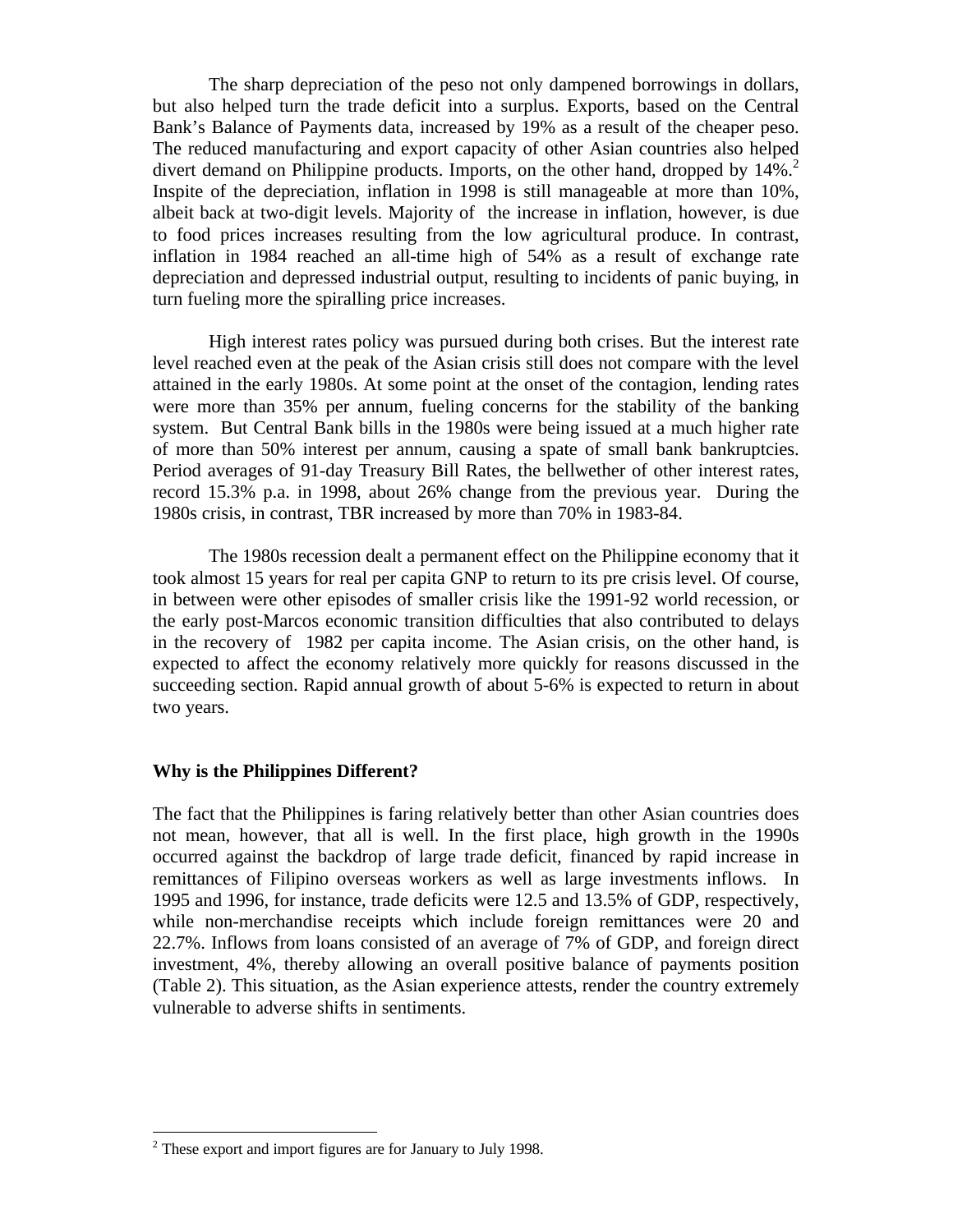The sharp depreciation of the peso not only dampened borrowings in dollars, but also helped turn the trade deficit into a surplus. Exports, based on the Central Bank's Balance of Payments data, increased by 19% as a result of the cheaper peso. The reduced manufacturing and export capacity of other Asian countries also helped divert demand on Philippine products. Imports, on the other hand, dropped by 14%.[2] Inspite of the depreciation, inflation in 1998 is still manageable at more than 10%, albeit back at two-digit levels. Majority of the increase in inflation, however, is due to food prices increases resulting from the low agricultural produce. In contrast, inflation in 1984 reached an all-time high of 54% as a result of exchange rate depreciation and depressed industrial output, resulting to incidents of panic buying, in turn fueling more the spiralling price increases.

High interest rates policy was pursued during both crises. But the interest rate level reached even at the peak of the Asian crisis still does not compare with the level attained in the early 1980s. At some point at the onset of the contagion, lending rates were more than 35% per annum, fueling concerns for the stability of the banking system. But Central Bank bills in the 1980s were being issued at a much higher rate of more than 50% interest per annum, causing a spate of small bank bankruptcies. Period averages of 91-day Treasury Bill Rates, the bellwether of other interest rates, record 15.3% p.a. in 1998, about 26% change from the previous year. During the 1980s crisis, in contrast, TBR increased by more than 70% in 1983-84.

The 1980s recession dealt a permanent effect on the Philippine economy that it took almost 15 years for real per capita GNP to return to its pre crisis level. Of course, in between were other episodes of smaller crisis like the 1991-92 world recession, or the early post-Marcos economic transition difficulties that also contributed to delays in the recovery of 1982 per capita income. The Asian crisis, on the other hand, is expected to affect the economy relatively more quickly for reasons discussed in the succeeding section. Rapid annual growth of about 5-6% is expected to return in about two years.

## Why is the Philippines Different?

The fact that the Philippines is faring relatively better than other Asian countries does not mean, however, that all is well. In the first place, high growth in the 1990s occurred against the backdrop of large trade deficit, financed by rapid increase in remittances of Filipino overseas workers as well as large investments inflows. In 1995 and 1996, for instance, trade deficits were 12.5 and 13.5% of GDP, respectively, while non-merchandise receipts which include foreign remittances were 20 and 22.7%. Inflows from loans consisted of an average of 7% of GDP, and foreign direct investment, 4%, thereby allowing an overall positive balance of payments position (Table 2). This situation, as the Asian experience attests, render the country extremely vulnerable to adverse shifts in sentiments.

---

[2] These export and import figures are for January to July 1998.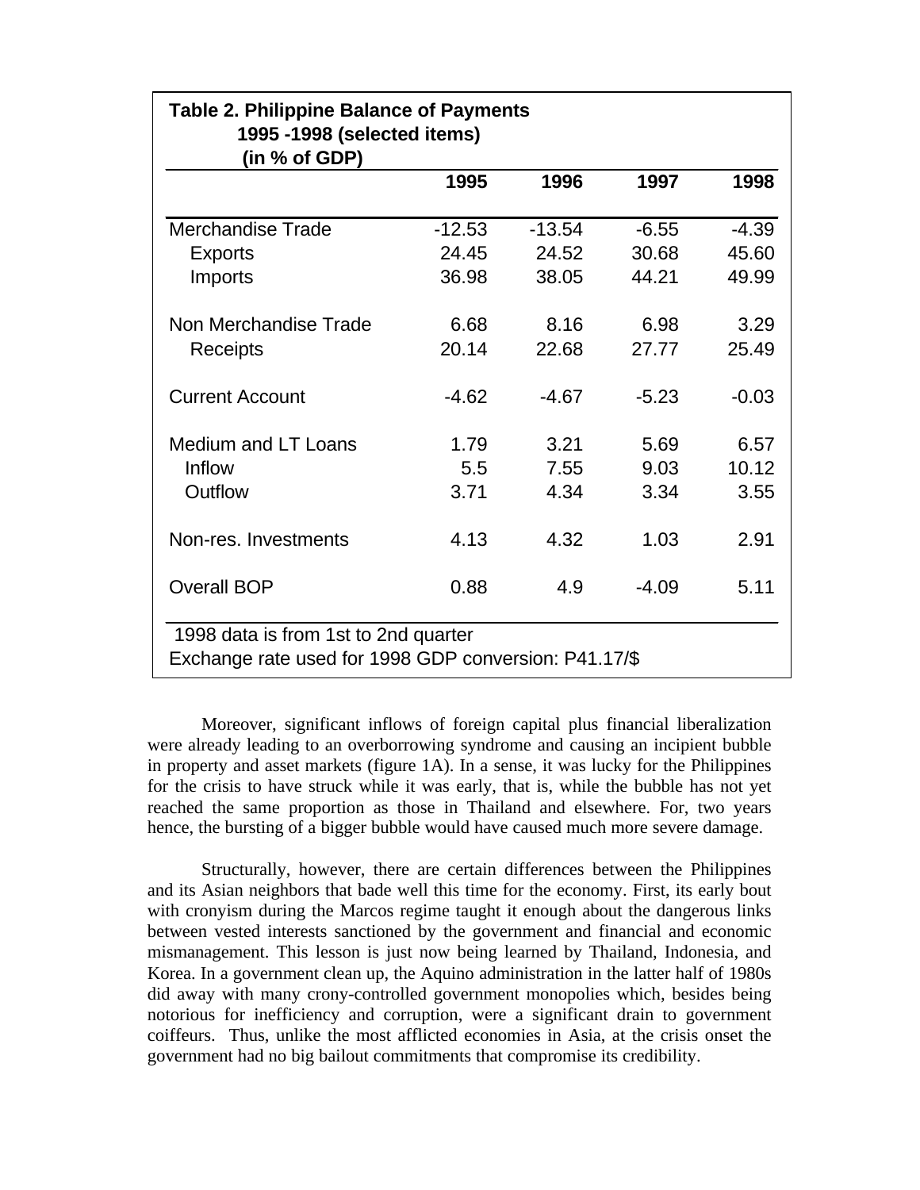**Table 2. Philippine Balance of Payments 1995 -1998 (selected items) (in % of GDP)**

| | 1995 | 1996 | 1997 | 1998 |
|---|---|---|---|---|
| Merchandise Trade | -12.53 | -13.54 | -6.55 | -4.39 |
| Exports | 24.45 | 24.52 | 30.68 | 45.60 |
| Imports | 36.98 | 38.05 | 44.21 | 49.99 |
| Non Merchandise Trade | 6.68 | 8.16 | 6.98 | 3.29 |
| Receipts | 20.14 | 22.68 | 27.77 | 25.49 |
| Current Account | -4.62 | -4.67 | -5.23 | -0.03 |
| Medium and LT Loans | 1.79 | 3.21 | 5.69 | 6.57 |
| Inflow | 5.5 | 7.55 | 9.03 | 10.12 |
| Outflow | 3.71 | 4.34 | 3.34 | 3.55 |
| Non-res. Investments | 4.13 | 4.32 | 1.03 | 2.91 |
| Overall BOP | 0.88 | 4.9 | -4.09 | 5.11 |

1998 data is from 1st to 2nd quarter
Exchange rate used for 1998 GDP conversion: P41.17/$

Moreover, significant inflows of foreign capital plus financial liberalization were already leading to an overborrowing syndrome and causing an incipient bubble in property and asset markets (figure 1A). In a sense, it was lucky for the Philippines for the crisis to have struck while it was early, that is, while the bubble has not yet reached the same proportion as those in Thailand and elsewhere. For, two years hence, the bursting of a bigger bubble would have caused much more severe damage.

Structurally, however, there are certain differences between the Philippines and its Asian neighbors that bade well this time for the economy. First, its early bout with cronyism during the Marcos regime taught it enough about the dangerous links between vested interests sanctioned by the government and financial and economic mismanagement. This lesson is just now being learned by Thailand, Indonesia, and Korea. In a government clean up, the Aquino administration in the latter half of 1980s did away with many crony-controlled government monopolies which, besides being notorious for inefficiency and corruption, were a significant drain to government coiffeurs. Thus, unlike the most afflicted economies in Asia, at the crisis onset the government had no big bailout commitments that compromise its credibility.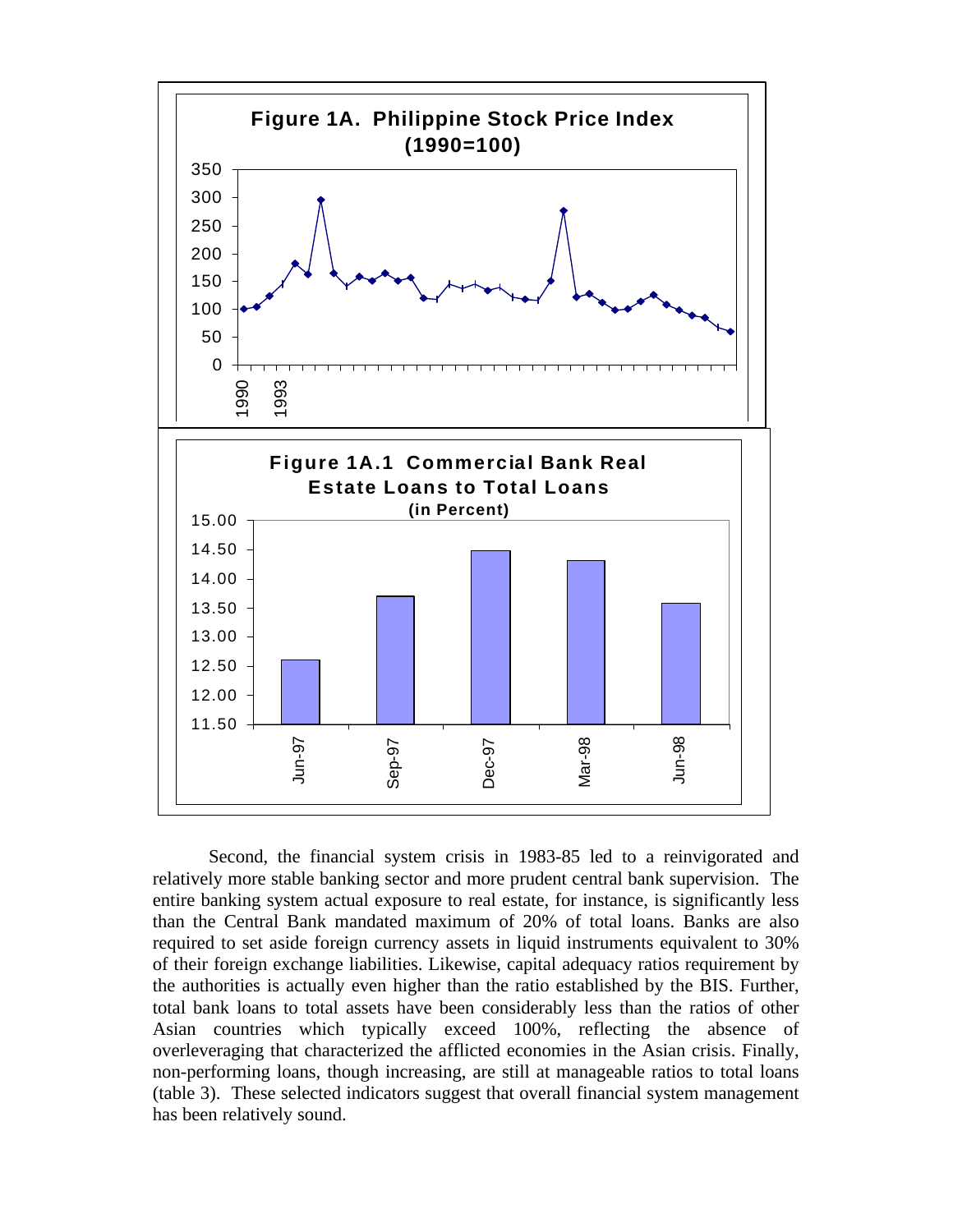**Figure 1A. Philippine Stock Price Index (1990=100)**

**Figure 1A.1 Commercial Bank Real Estate Loans to Total Loans (in Percent)**

Second, the financial system crisis in 1983-85 led to a reinvigorated and relatively more stable banking sector and more prudent central bank supervision. The entire banking system actual exposure to real estate, for instance, is significantly less than the Central Bank mandated maximum of 20% of total loans. Banks are also required to set aside foreign currency assets in liquid instruments equivalent to 30% of their foreign exchange liabilities. Likewise, capital adequacy ratios requirement by the authorities is actually even higher than the ratio established by the BIS. Further, total bank loans to total assets have been considerably less than the ratios of other Asian countries which typically exceed 100%, reflecting the absence of overleveraging that characterized the afflicted economies in the Asian crisis. Finally, non-performing loans, though increasing, are still at manageable ratios to total loans (table 3). These selected indicators suggest that overall financial system management has been relatively sound.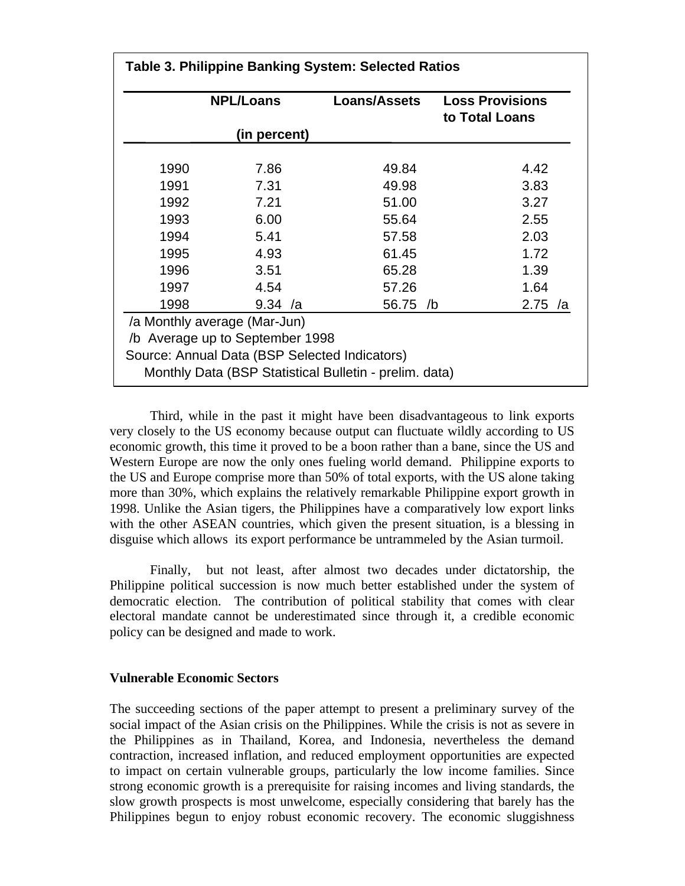**Table 3. Philippine Banking System: Selected Ratios**

| | NPL/Loans | Loans/Assets | Loss Provisions to Total Loans |
|---|---|---|---|
| | (in percent) | | |
| 1990 | 7.86 | 49.84 | 4.42 |
| 1991 | 7.31 | 49.98 | 3.83 |
| 1992 | 7.21 | 51.00 | 3.27 |
| 1993 | 6.00 | 55.64 | 2.55 |
| 1994 | 5.41 | 57.58 | 2.03 |
| 1995 | 4.93 | 61.45 | 1.72 |
| 1996 | 3.51 | 65.28 | 1.39 |
| 1997 | 4.54 | 57.26 | 1.64 |
| 1998 | 9.34 /a | 56.75 /b | 2.75 /a |

/a Monthly average (Mar-Jun)
/b Average up to September 1998
Source: Annual Data (BSP Selected Indicators)
Monthly Data (BSP Statistical Bulletin - prelim. data)

Third, while in the past it might have been disadvantageous to link exports very closely to the US economy because output can fluctuate wildly according to US economic growth, this time it proved to be a boon rather than a bane, since the US and Western Europe are now the only ones fueling world demand. Philippine exports to the US and Europe comprise more than 50% of total exports, with the US alone taking more than 30%, which explains the relatively remarkable Philippine export growth in 1998. Unlike the Asian tigers, the Philippines have a comparatively low export links with the other ASEAN countries, which given the present situation, is a blessing in disguise which allows its export performance be untrammeled by the Asian turmoil.

Finally, but not least, after almost two decades under dictatorship, the Philippine political succession is now much better established under the system of democratic election. The contribution of political stability that comes with clear electoral mandate cannot be underestimated since through it, a credible economic policy can be designed and made to work.

**Vulnerable Economic Sectors**

The succeeding sections of the paper attempt to present a preliminary survey of the social impact of the Asian crisis on the Philippines. While the crisis is not as severe in the Philippines as in Thailand, Korea, and Indonesia, nevertheless the demand contraction, increased inflation, and reduced employment opportunities are expected to impact on certain vulnerable groups, particularly the low income families. Since strong economic growth is a prerequisite for raising incomes and living standards, the slow growth prospects is most unwelcome, especially considering that barely has the Philippines begun to enjoy robust economic recovery. The economic sluggishness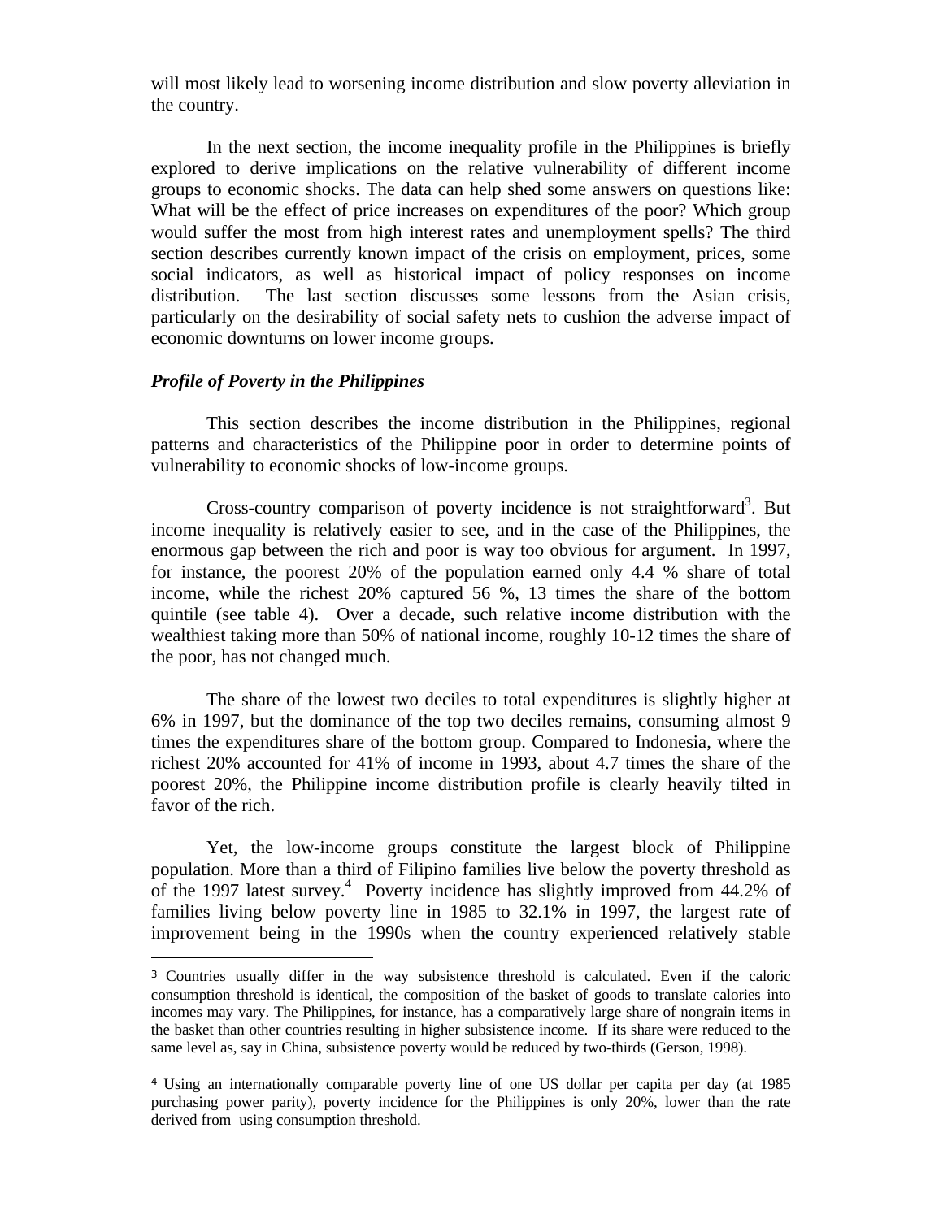will most likely lead to worsening income distribution and slow poverty alleviation in the country.

In the next section, the income inequality profile in the Philippines is briefly explored to derive implications on the relative vulnerability of different income groups to economic shocks. The data can help shed some answers on questions like: What will be the effect of price increases on expenditures of the poor? Which group would suffer the most from high interest rates and unemployment spells? The third section describes currently known impact of the crisis on employment, prices, some social indicators, as well as historical impact of policy responses on income distribution. The last section discusses some lessons from the Asian crisis, particularly on the desirability of social safety nets to cushion the adverse impact of economic downturns on lower income groups.

### *Profile of Poverty in the Philippines*

This section describes the income distribution in the Philippines, regional patterns and characteristics of the Philippine poor in order to determine points of vulnerability to economic shocks of low-income groups.

Cross-country comparison of poverty incidence is not straightforward[3]. But income inequality is relatively easier to see, and in the case of the Philippines, the enormous gap between the rich and poor is way too obvious for argument. In 1997, for instance, the poorest 20% of the population earned only 4.4 % share of total income, while the richest 20% captured 56 %, 13 times the share of the bottom quintile (see table 4). Over a decade, such relative income distribution with the wealthiest taking more than 50% of national income, roughly 10-12 times the share of the poor, has not changed much.

The share of the lowest two deciles to total expenditures is slightly higher at 6% in 1997, but the dominance of the top two deciles remains, consuming almost 9 times the expenditures share of the bottom group. Compared to Indonesia, where the richest 20% accounted for 41% of income in 1993, about 4.7 times the share of the poorest 20%, the Philippine income distribution profile is clearly heavily tilted in favor of the rich.

Yet, the low-income groups constitute the largest block of Philippine population. More than a third of Filipino families live below the poverty threshold as of the 1997 latest survey.[4] Poverty incidence has slightly improved from 44.2% of families living below poverty line in 1985 to 32.1% in 1997, the largest rate of improvement being in the 1990s when the country experienced relatively stable

---

[3] Countries usually differ in the way subsistence threshold is calculated. Even if the caloric consumption threshold is identical, the composition of the basket of goods to translate calories into incomes may vary. The Philippines, for instance, has a comparatively large share of nongrain items in the basket than other countries resulting in higher subsistence income. If its share were reduced to the same level as, say in China, subsistence poverty would be reduced by two-thirds (Gerson, 1998).

[4] Using an internationally comparable poverty line of one US dollar per capita per day (at 1985 purchasing power parity), poverty incidence for the Philippines is only 20%, lower than the rate derived from using consumption threshold.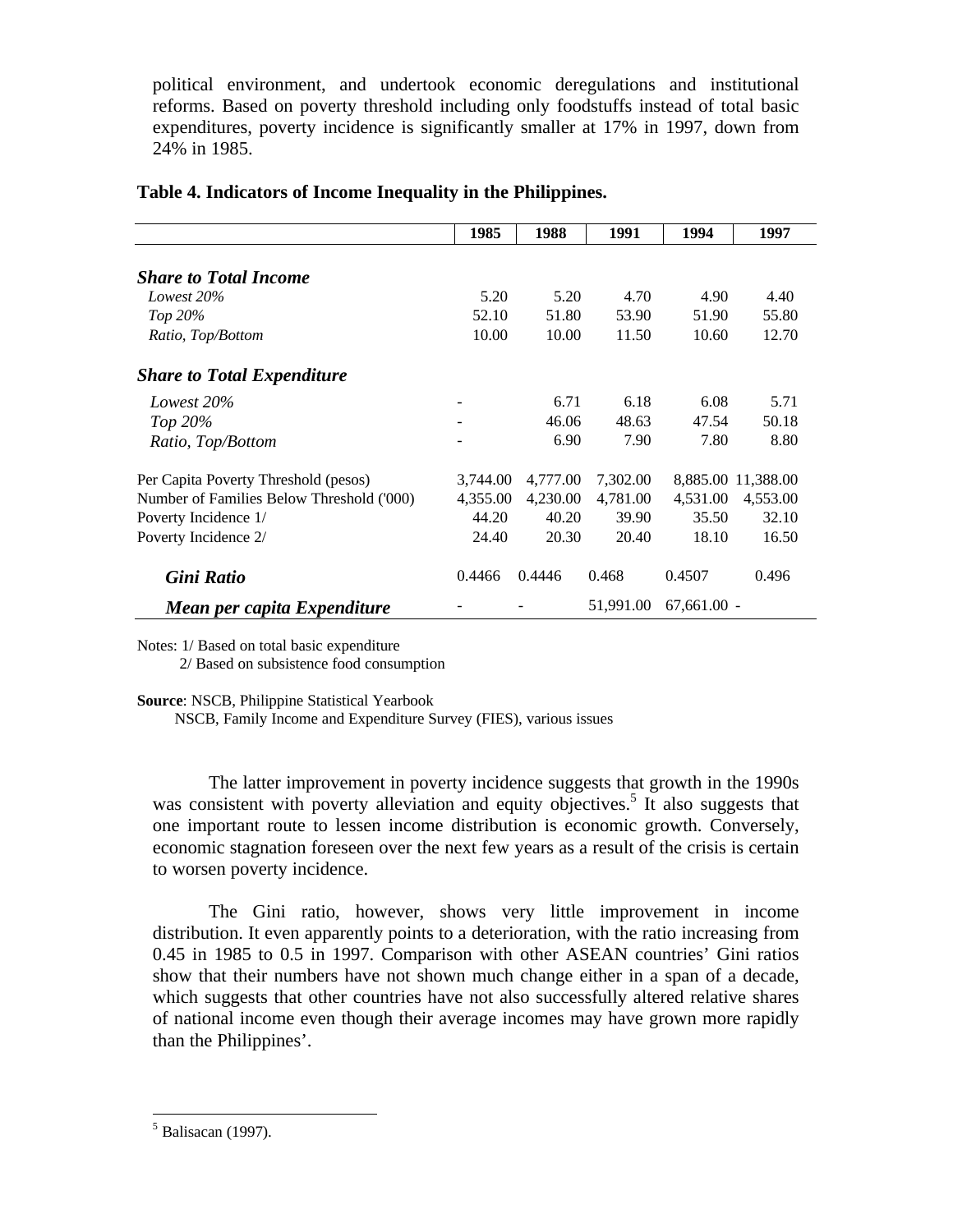political environment, and undertook economic deregulations and institutional reforms. Based on poverty threshold including only foodstuffs instead of total basic expenditures, poverty incidence is significantly smaller at 17% in 1997, down from 24% in 1985.

**Table 4. Indicators of Income Inequality in the Philippines.**

| | 1985 | 1988 | 1991 | 1994 | 1997 |
|---|---|---|---|---|---|
| ***Share to Total Income*** | | | | | |
| *Lowest 20%* | 5.20 | 5.20 | 4.70 | 4.90 | 4.40 |
| *Top 20%* | 52.10 | 51.80 | 53.90 | 51.90 | 55.80 |
| *Ratio, Top/Bottom* | 10.00 | 10.00 | 11.50 | 10.60 | 12.70 |
| ***Share to Total Expenditure*** | | | | | |
| *Lowest 20%* | - | 6.71 | 6.18 | 6.08 | 5.71 |
| *Top 20%* | - | 46.06 | 48.63 | 47.54 | 50.18 |
| *Ratio, Top/Bottom* | - | 6.90 | 7.90 | 7.80 | 8.80 |
| Per Capita Poverty Threshold (pesos) | 3,744.00 | 4,777.00 | 7,302.00 | 8,885.00 | 11,388.00 |
| Number of Families Below Threshold ('000) | 4,355.00 | 4,230.00 | 4,781.00 | 4,531.00 | 4,553.00 |
| Poverty Incidence 1/ | 44.20 | 40.20 | 39.90 | 35.50 | 32.10 |
| Poverty Incidence 2/ | 24.40 | 20.30 | 20.40 | 18.10 | 16.50 |
| ***Gini Ratio*** | 0.4466 | 0.4446 | 0.468 | 0.4507 | 0.496 |
| ***Mean per capita Expenditure*** | - | - | 51,991.00 | 67,661.00 | - |

Notes: 1/ Based on total basic expenditure
2/ Based on subsistence food consumption

**Source**: NSCB, Philippine Statistical Yearbook
NSCB, Family Income and Expenditure Survey (FIES), various issues

The latter improvement in poverty incidence suggests that growth in the 1990s was consistent with poverty alleviation and equity objectives.[5] It also suggests that one important route to lessen income distribution is economic growth. Conversely, economic stagnation foreseen over the next few years as a result of the crisis is certain to worsen poverty incidence.

The Gini ratio, however, shows very little improvement in income distribution. It even apparently points to a deterioration, with the ratio increasing from 0.45 in 1985 to 0.5 in 1997. Comparison with other ASEAN countries' Gini ratios show that their numbers have not shown much change either in a span of a decade, which suggests that other countries have not also successfully altered relative shares of national income even though their average incomes may have grown more rapidly than the Philippines'.

[5] Balisacan (1997).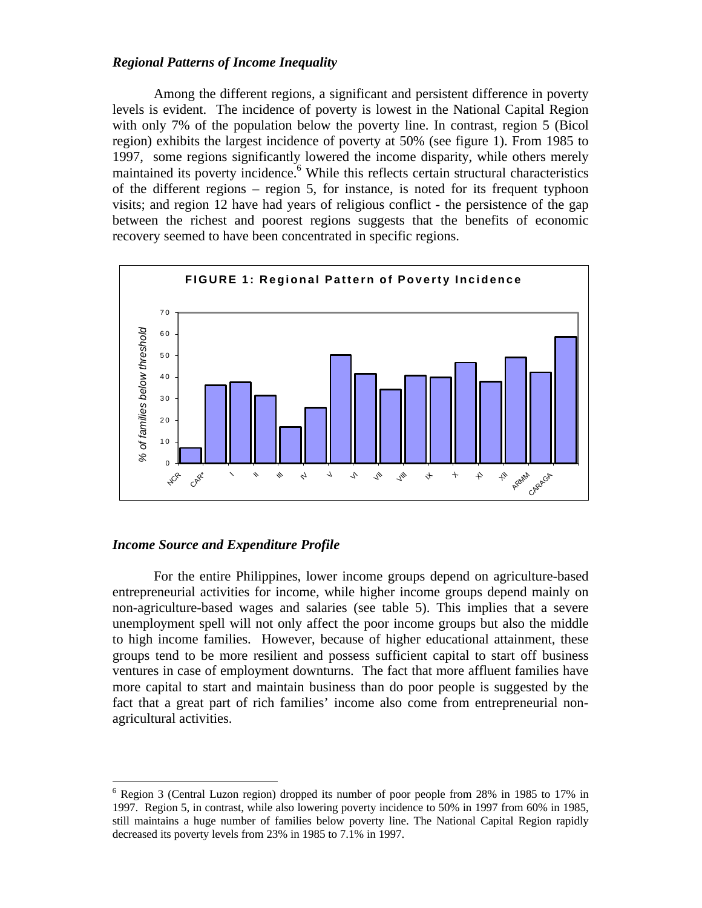### *Regional Patterns of Income Inequality*

Among the different regions, a significant and persistent difference in poverty levels is evident. The incidence of poverty is lowest in the National Capital Region with only 7% of the population below the poverty line. In contrast, region 5 (Bicol region) exhibits the largest incidence of poverty at 50% (see figure 1). From 1985 to 1997, some regions significantly lowered the income disparity, while others merely maintained its poverty incidence.[6] While this reflects certain structural characteristics of the different regions – region 5, for instance, is noted for its frequent typhoon visits; and region 12 have had years of religious conflict - the persistence of the gap between the richest and poorest regions suggests that the benefits of economic recovery seemed to have been concentrated in specific regions.

**FIGURE 1: Regional Pattern of Poverty Incidence**

### *Income Source and Expenditure Profile*

For the entire Philippines, lower income groups depend on agriculture-based entrepreneurial activities for income, while higher income groups depend mainly on non-agriculture-based wages and salaries (see table 5). This implies that a severe unemployment spell will not only affect the poor income groups but also the middle to high income families. However, because of higher educational attainment, these groups tend to be more resilient and possess sufficient capital to start off business ventures in case of employment downturns. The fact that more affluent families have more capital to start and maintain business than do poor people is suggested by the fact that a great part of rich families' income also come from entrepreneurial non-agricultural activities.

---

[6] Region 3 (Central Luzon region) dropped its number of poor people from 28% in 1985 to 17% in 1997. Region 5, in contrast, while also lowering poverty incidence to 50% in 1997 from 60% in 1985, still maintains a huge number of families below poverty line. The National Capital Region rapidly decreased its poverty levels from 23% in 1985 to 7.1% in 1997.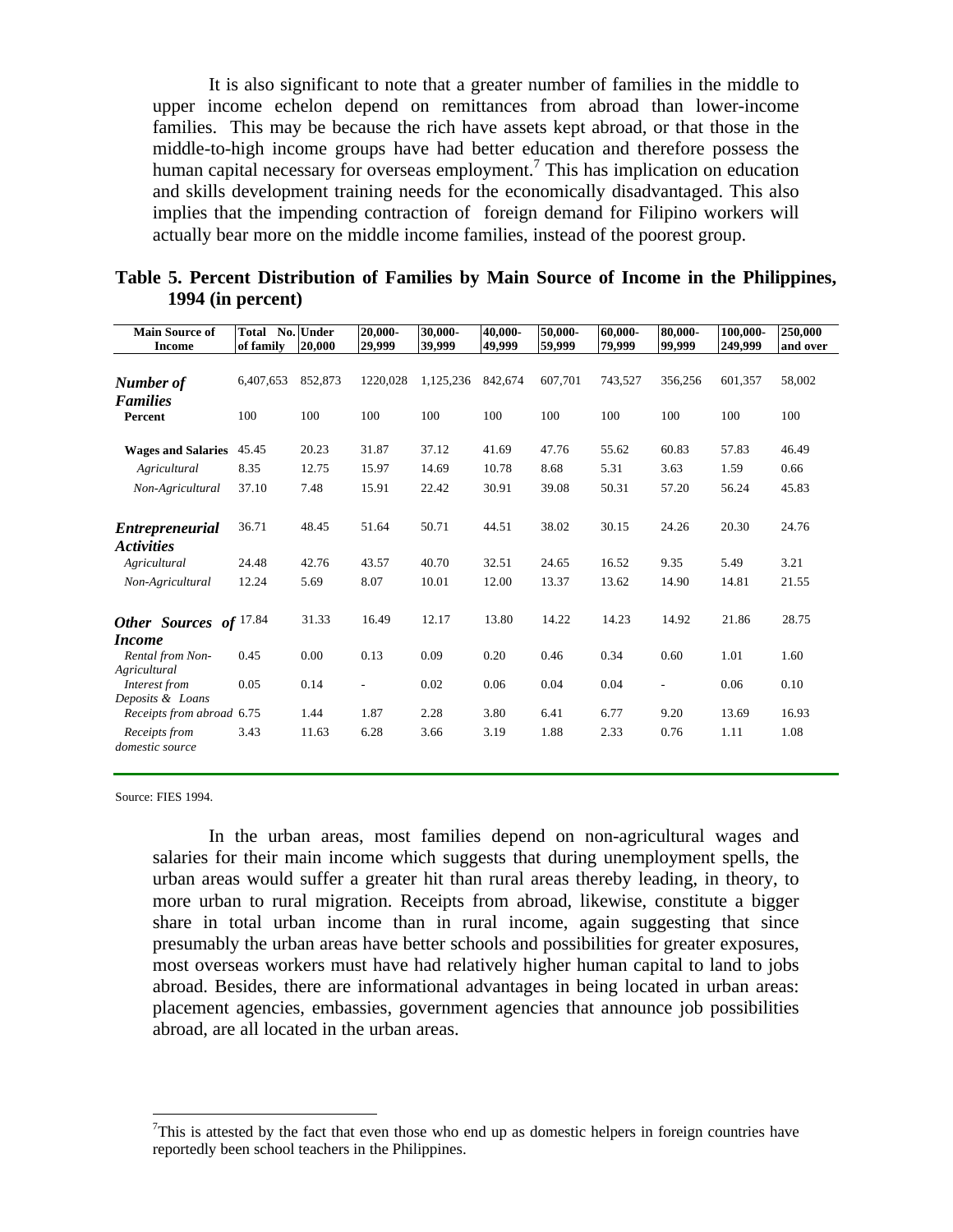It is also significant to note that a greater number of families in the middle to upper income echelon depend on remittances from abroad than lower-income families. This may be because the rich have assets kept abroad, or that those in the middle-to-high income groups have had better education and therefore possess the human capital necessary for overseas employment.[7] This has implication on education and skills development training needs for the economically disadvantaged. This also implies that the impending contraction of foreign demand for Filipino workers will actually bear more on the middle income families, instead of the poorest group.

**Table 5. Percent Distribution of Families by Main Source of Income in the Philippines, 1994 (in percent)**

| Main Source of Income | Total No. of family | Under 20,000 | 20,000-29,999 | 30,000-39,999 | 40,000-49,999 | 50,000-59,999 | 60,000-79,999 | 80,000-99,999 | 100,000-249,999 | 250,000 and over |
|---|---|---|---|---|---|---|---|---|---|---|
| ***Number of Families*** | 6,407,653 | 852,873 | 1220,028 | 1,125,236 | 842,674 | 607,701 | 743,527 | 356,256 | 601,357 | 58,002 |
| **Percent** | 100 | 100 | 100 | 100 | 100 | 100 | 100 | 100 | 100 | 100 |
| **Wages and Salaries** | 45.45 | 20.23 | 31.87 | 37.12 | 41.69 | 47.76 | 55.62 | 60.83 | 57.83 | 46.49 |
| *Agricultural* | 8.35 | 12.75 | 15.97 | 14.69 | 10.78 | 8.68 | 5.31 | 3.63 | 1.59 | 0.66 |
| *Non-Agricultural* | 37.10 | 7.48 | 15.91 | 22.42 | 30.91 | 39.08 | 50.31 | 57.20 | 56.24 | 45.83 |
| ***Entrepreneurial Activities*** | 36.71 | 48.45 | 51.64 | 50.71 | 44.51 | 38.02 | 30.15 | 24.26 | 20.30 | 24.76 |
| *Agricultural* | 24.48 | 42.76 | 43.57 | 40.70 | 32.51 | 24.65 | 16.52 | 9.35 | 5.49 | 3.21 |
| *Non-Agricultural* | 12.24 | 5.69 | 8.07 | 10.01 | 12.00 | 13.37 | 13.62 | 14.90 | 14.81 | 21.55 |
| ***Other Sources of Income*** | 17.84 | 31.33 | 16.49 | 12.17 | 13.80 | 14.22 | 14.23 | 14.92 | 21.86 | 28.75 |
| *Rental from Non-Agricultural* | 0.45 | 0.00 | 0.13 | 0.09 | 0.20 | 0.46 | 0.34 | 0.60 | 1.01 | 1.60 |
| *Interest from Deposits & Loans* | 0.05 | 0.14 | - | 0.02 | 0.06 | 0.04 | 0.04 | - | 0.06 | 0.10 |
| *Receipts from abroad* | 6.75 | 1.44 | 1.87 | 2.28 | 3.80 | 6.41 | 6.77 | 9.20 | 13.69 | 16.93 |
| *Receipts from domestic source* | 3.43 | 11.63 | 6.28 | 3.66 | 3.19 | 1.88 | 2.33 | 0.76 | 1.11 | 1.08 |

Source: FIES 1994.

In the urban areas, most families depend on non-agricultural wages and salaries for their main income which suggests that during unemployment spells, the urban areas would suffer a greater hit than rural areas thereby leading, in theory, to more urban to rural migration. Receipts from abroad, likewise, constitute a bigger share in total urban income than in rural income, again suggesting that since presumably the urban areas have better schools and possibilities for greater exposures, most overseas workers must have had relatively higher human capital to land to jobs abroad. Besides, there are informational advantages in being located in urban areas: placement agencies, embassies, government agencies that announce job possibilities abroad, are all located in the urban areas.

[7]This is attested by the fact that even those who end up as domestic helpers in foreign countries have reportedly been school teachers in the Philippines.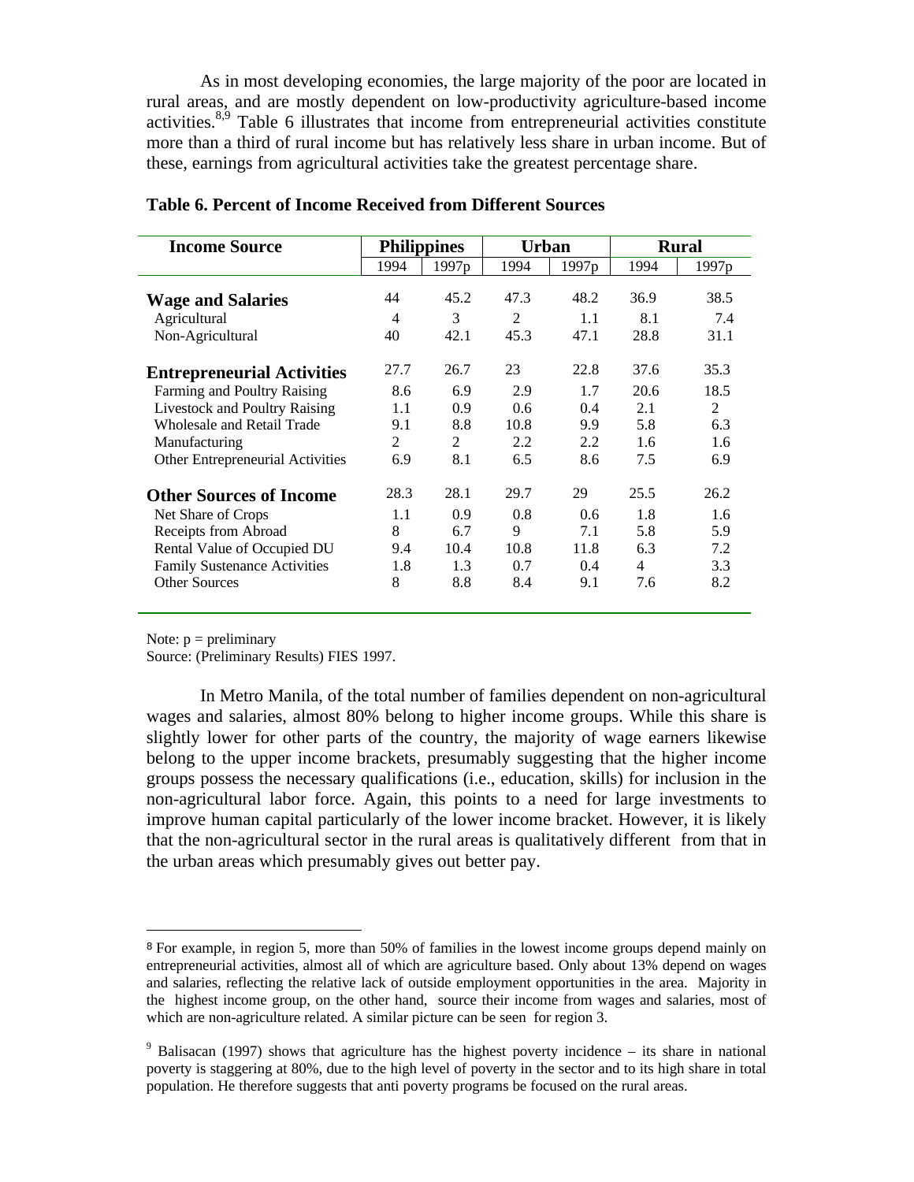As in most developing economies, the large majority of the poor are located in rural areas, and are mostly dependent on low-productivity agriculture-based income activities.[8,9] Table 6 illustrates that income from entrepreneurial activities constitute more than a third of rural income but has relatively less share in urban income. But of these, earnings from agricultural activities take the greatest percentage share.

**Table 6. Percent of Income Received from Different Sources**

| Income Source | Philippines | | Urban | | Rural | |
|---|---|---|---|---|---|---|
| | 1994 | 1997p | 1994 | 1997p | 1994 | 1997p |
| **Wage and Salaries** | 44 | 45.2 | 47.3 | 48.2 | 36.9 | 38.5 |
| Agricultural | 4 | 3 | 2 | 1.1 | 8.1 | 7.4 |
| Non-Agricultural | 40 | 42.1 | 45.3 | 47.1 | 28.8 | 31.1 |
| **Entrepreneurial Activities** | 27.7 | 26.7 | 23 | 22.8 | 37.6 | 35.3 |
| Farming and Poultry Raising | 8.6 | 6.9 | 2.9 | 1.7 | 20.6 | 18.5 |
| Livestock and Poultry Raising | 1.1 | 0.9 | 0.6 | 0.4 | 2.1 | 2 |
| Wholesale and Retail Trade | 9.1 | 8.8 | 10.8 | 9.9 | 5.8 | 6.3 |
| Manufacturing | 2 | 2 | 2.2 | 2.2 | 1.6 | 1.6 |
| Other Entrepreneurial Activities | 6.9 | 8.1 | 6.5 | 8.6 | 7.5 | 6.9 |
| **Other Sources of Income** | 28.3 | 28.1 | 29.7 | 29 | 25.5 | 26.2 |
| Net Share of Crops | 1.1 | 0.9 | 0.8 | 0.6 | 1.8 | 1.6 |
| Receipts from Abroad | 8 | 6.7 | 9 | 7.1 | 5.8 | 5.9 |
| Rental Value of Occupied DU | 9.4 | 10.4 | 10.8 | 11.8 | 6.3 | 7.2 |
| Family Sustenance Activities | 1.8 | 1.3 | 0.7 | 0.4 | 4 | 3.3 |
| Other Sources | 8 | 8.8 | 8.4 | 9.1 | 7.6 | 8.2 |

Note: p = preliminary
Source: (Preliminary Results) FIES 1997.

In Metro Manila, of the total number of families dependent on non-agricultural wages and salaries, almost 80% belong to higher income groups. While this share is slightly lower for other parts of the country, the majority of wage earners likewise belong to the upper income brackets, presumably suggesting that the higher income groups possess the necessary qualifications (i.e., education, skills) for inclusion in the non-agricultural labor force. Again, this points to a need for large investments to improve human capital particularly of the lower income bracket. However, it is likely that the non-agricultural sector in the rural areas is qualitatively different from that in the urban areas which presumably gives out better pay.

---

[8] For example, in region 5, more than 50% of families in the lowest income groups depend mainly on entrepreneurial activities, almost all of which are agriculture based. Only about 13% depend on wages and salaries, reflecting the relative lack of outside employment opportunities in the area. Majority in the highest income group, on the other hand, source their income from wages and salaries, most of which are non-agriculture related. A similar picture can be seen for region 3.

[9] Balisacan (1997) shows that agriculture has the highest poverty incidence – its share in national poverty is staggering at 80%, due to the high level of poverty in the sector and to its high share in total population. He therefore suggests that anti poverty programs be focused on the rural areas.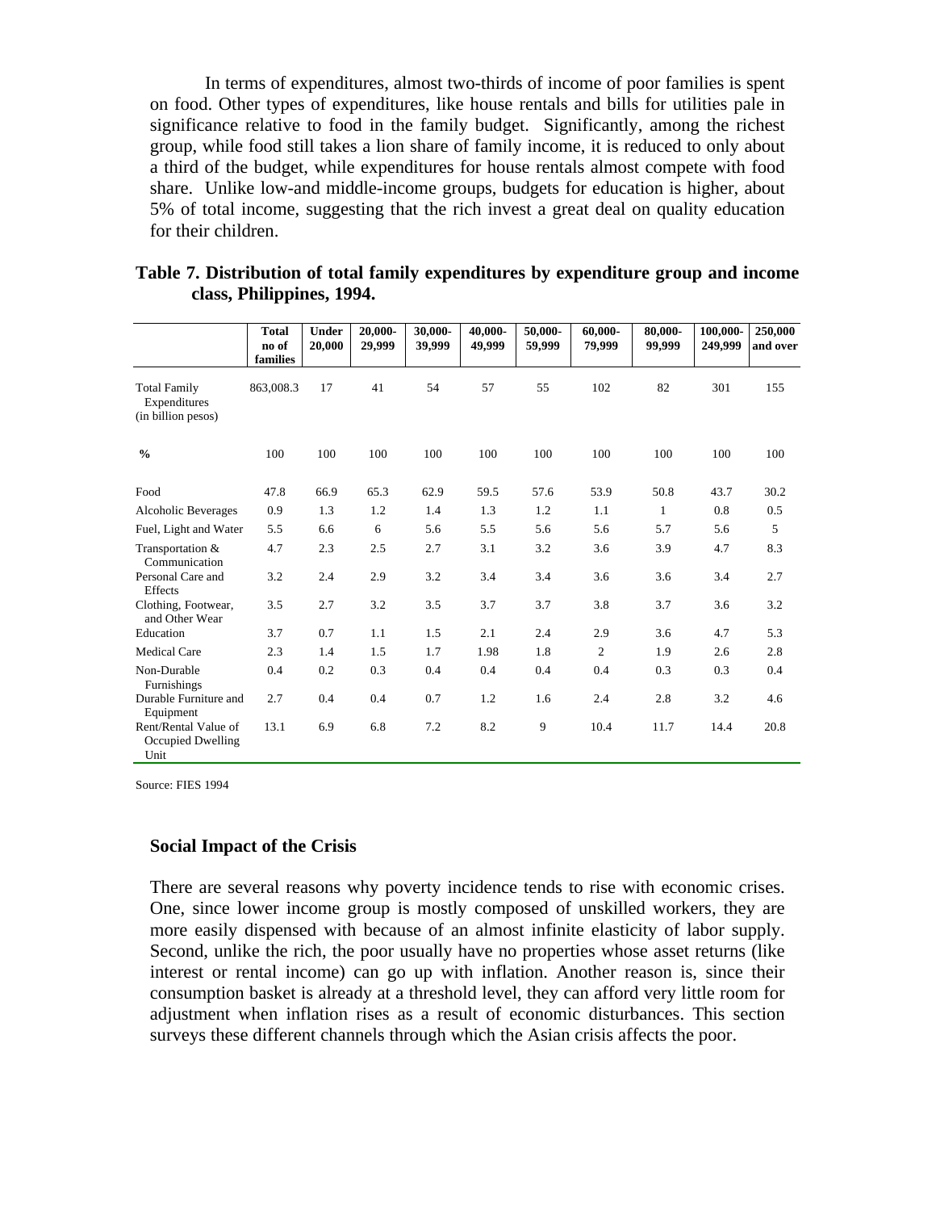In terms of expenditures, almost two-thirds of income of poor families is spent on food. Other types of expenditures, like house rentals and bills for utilities pale in significance relative to food in the family budget. Significantly, among the richest group, while food still takes a lion share of family income, it is reduced to only about a third of the budget, while expenditures for house rentals almost compete with food share. Unlike low-and middle-income groups, budgets for education is higher, about 5% of total income, suggesting that the rich invest a great deal on quality education for their children.

**Table 7. Distribution of total family expenditures by expenditure group and income class, Philippines, 1994.**

| | Total no of families | Under 20,000 | 20,000-29,999 | 30,000-39,999 | 40,000-49,999 | 50,000-59,999 | 60,000-79,999 | 80,000-99,999 | 100,000-249,999 | 250,000 and over |
|---|---|---|---|---|---|---|---|---|---|---|
| Total Family Expenditures (in billion pesos) | 863,008.3 | 17 | 41 | 54 | 57 | 55 | 102 | 82 | 301 | 155 |
| % | 100 | 100 | 100 | 100 | 100 | 100 | 100 | 100 | 100 | 100 |
| Food | 47.8 | 66.9 | 65.3 | 62.9 | 59.5 | 57.6 | 53.9 | 50.8 | 43.7 | 30.2 |
| Alcoholic Beverages | 0.9 | 1.3 | 1.2 | 1.4 | 1.3 | 1.2 | 1.1 | 1 | 0.8 | 0.5 |
| Fuel, Light and Water | 5.5 | 6.6 | 6 | 5.6 | 5.5 | 5.6 | 5.6 | 5.7 | 5.6 | 5 |
| Transportation & Communication | 4.7 | 2.3 | 2.5 | 2.7 | 3.1 | 3.2 | 3.6 | 3.9 | 4.7 | 8.3 |
| Personal Care and Effects | 3.2 | 2.4 | 2.9 | 3.2 | 3.4 | 3.4 | 3.6 | 3.6 | 3.4 | 2.7 |
| Clothing, Footwear, and Other Wear | 3.5 | 2.7 | 3.2 | 3.5 | 3.7 | 3.7 | 3.8 | 3.7 | 3.6 | 3.2 |
| Education | 3.7 | 0.7 | 1.1 | 1.5 | 2.1 | 2.4 | 2.9 | 3.6 | 4.7 | 5.3 |
| Medical Care | 2.3 | 1.4 | 1.5 | 1.7 | 1.98 | 1.8 | 2 | 1.9 | 2.6 | 2.8 |
| Non-Durable Furnishings | 0.4 | 0.2 | 0.3 | 0.4 | 0.4 | 0.4 | 0.4 | 0.3 | 0.3 | 0.4 |
| Durable Furniture and Equipment | 2.7 | 0.4 | 0.4 | 0.7 | 1.2 | 1.6 | 2.4 | 2.8 | 3.2 | 4.6 |
| Rent/Rental Value of Occupied Dwelling Unit | 13.1 | 6.9 | 6.8 | 7.2 | 8.2 | 9 | 10.4 | 11.7 | 14.4 | 20.8 |

Source: FIES 1994

### Social Impact of the Crisis

There are several reasons why poverty incidence tends to rise with economic crises. One, since lower income group is mostly composed of unskilled workers, they are more easily dispensed with because of an almost infinite elasticity of labor supply. Second, unlike the rich, the poor usually have no properties whose asset returns (like interest or rental income) can go up with inflation. Another reason is, since their consumption basket is already at a threshold level, they can afford very little room for adjustment when inflation rises as a result of economic disturbances. This section surveys these different channels through which the Asian crisis affects the poor.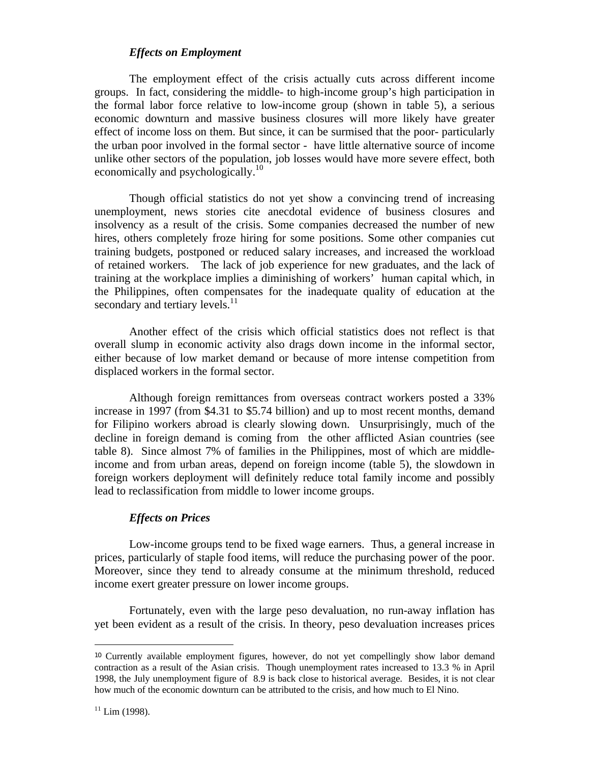### *Effects on Employment*

The employment effect of the crisis actually cuts across different income groups. In fact, considering the middle- to high-income group's high participation in the formal labor force relative to low-income group (shown in table 5), a serious economic downturn and massive business closures will more likely have greater effect of income loss on them. But since, it can be surmised that the poor- particularly the urban poor involved in the formal sector - have little alternative source of income unlike other sectors of the population, job losses would have more severe effect, both economically and psychologically.[10]

Though official statistics do not yet show a convincing trend of increasing unemployment, news stories cite anecdotal evidence of business closures and insolvency as a result of the crisis. Some companies decreased the number of new hires, others completely froze hiring for some positions. Some other companies cut training budgets, postponed or reduced salary increases, and increased the workload of retained workers. The lack of job experience for new graduates, and the lack of training at the workplace implies a diminishing of workers' human capital which, in the Philippines, often compensates for the inadequate quality of education at the secondary and tertiary levels.[11]

Another effect of the crisis which official statistics does not reflect is that overall slump in economic activity also drags down income in the informal sector, either because of low market demand or because of more intense competition from displaced workers in the formal sector.

Although foreign remittances from overseas contract workers posted a 33% increase in 1997 (from $4.31 to $5.74 billion) and up to most recent months, demand for Filipino workers abroad is clearly slowing down. Unsurprisingly, much of the decline in foreign demand is coming from the other afflicted Asian countries (see table 8). Since almost 7% of families in the Philippines, most of which are middle-income and from urban areas, depend on foreign income (table 5), the slowdown in foreign workers deployment will definitely reduce total family income and possibly lead to reclassification from middle to lower income groups.

### *Effects on Prices*

Low-income groups tend to be fixed wage earners. Thus, a general increase in prices, particularly of staple food items, will reduce the purchasing power of the poor. Moreover, since they tend to already consume at the minimum threshold, reduced income exert greater pressure on lower income groups.

Fortunately, even with the large peso devaluation, no run-away inflation has yet been evident as a result of the crisis. In theory, peso devaluation increases prices

---

[10] Currently available employment figures, however, do not yet compellingly show labor demand contraction as a result of the Asian crisis. Though unemployment rates increased to 13.3 % in April 1998, the July unemployment figure of 8.9 is back close to historical average. Besides, it is not clear how much of the economic downturn can be attributed to the crisis, and how much to El Nino.

[11] Lim (1998).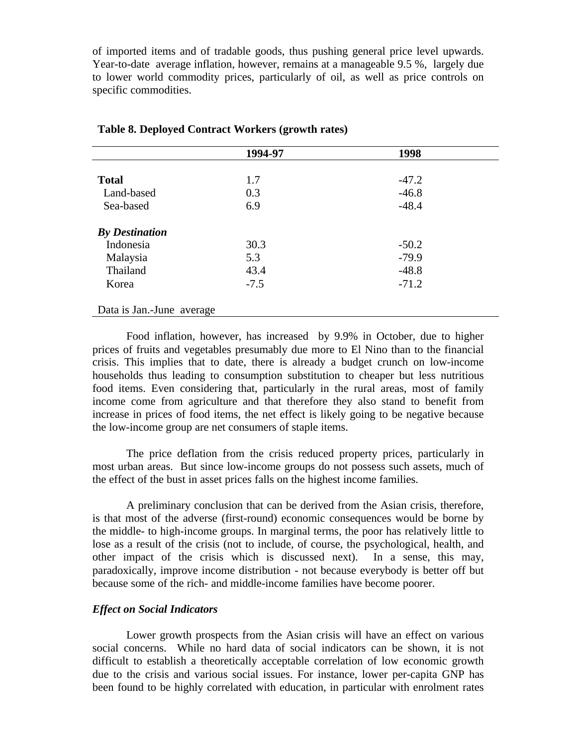of imported items and of tradable goods, thus pushing general price level upwards. Year-to-date average inflation, however, remains at a manageable 9.5 %, largely due to lower world commodity prices, particularly of oil, as well as price controls on specific commodities.

**Table 8. Deployed Contract Workers (growth rates)**

| | 1994-97 | 1998 |
|---|---|---|
| **Total** | 1.7 | -47.2 |
| Land-based | 0.3 | -46.8 |
| Sea-based | 6.9 | -48.4 |
| ***By Destination*** | | |
| Indonesia | 30.3 | -50.2 |
| Malaysia | 5.3 | -79.9 |
| Thailand | 43.4 | -48.8 |
| Korea | -7.5 | -71.2 |

Data is Jan.-June average

Food inflation, however, has increased by 9.9% in October, due to higher prices of fruits and vegetables presumably due more to El Nino than to the financial crisis. This implies that to date, there is already a budget crunch on low-income households thus leading to consumption substitution to cheaper but less nutritious food items. Even considering that, particularly in the rural areas, most of family income come from agriculture and that therefore they also stand to benefit from increase in prices of food items, the net effect is likely going to be negative because the low-income group are net consumers of staple items.

The price deflation from the crisis reduced property prices, particularly in most urban areas. But since low-income groups do not possess such assets, much of the effect of the bust in asset prices falls on the highest income families.

A preliminary conclusion that can be derived from the Asian crisis, therefore, is that most of the adverse (first-round) economic consequences would be borne by the middle- to high-income groups. In marginal terms, the poor has relatively little to lose as a result of the crisis (not to include, of course, the psychological, health, and other impact of the crisis which is discussed next). In a sense, this may, paradoxically, improve income distribution - not because everybody is better off but because some of the rich- and middle-income families have become poorer.

***Effect on Social Indicators***

Lower growth prospects from the Asian crisis will have an effect on various social concerns. While no hard data of social indicators can be shown, it is not difficult to establish a theoretically acceptable correlation of low economic growth due to the crisis and various social issues. For instance, lower per-capita GNP has been found to be highly correlated with education, in particular with enrolment rates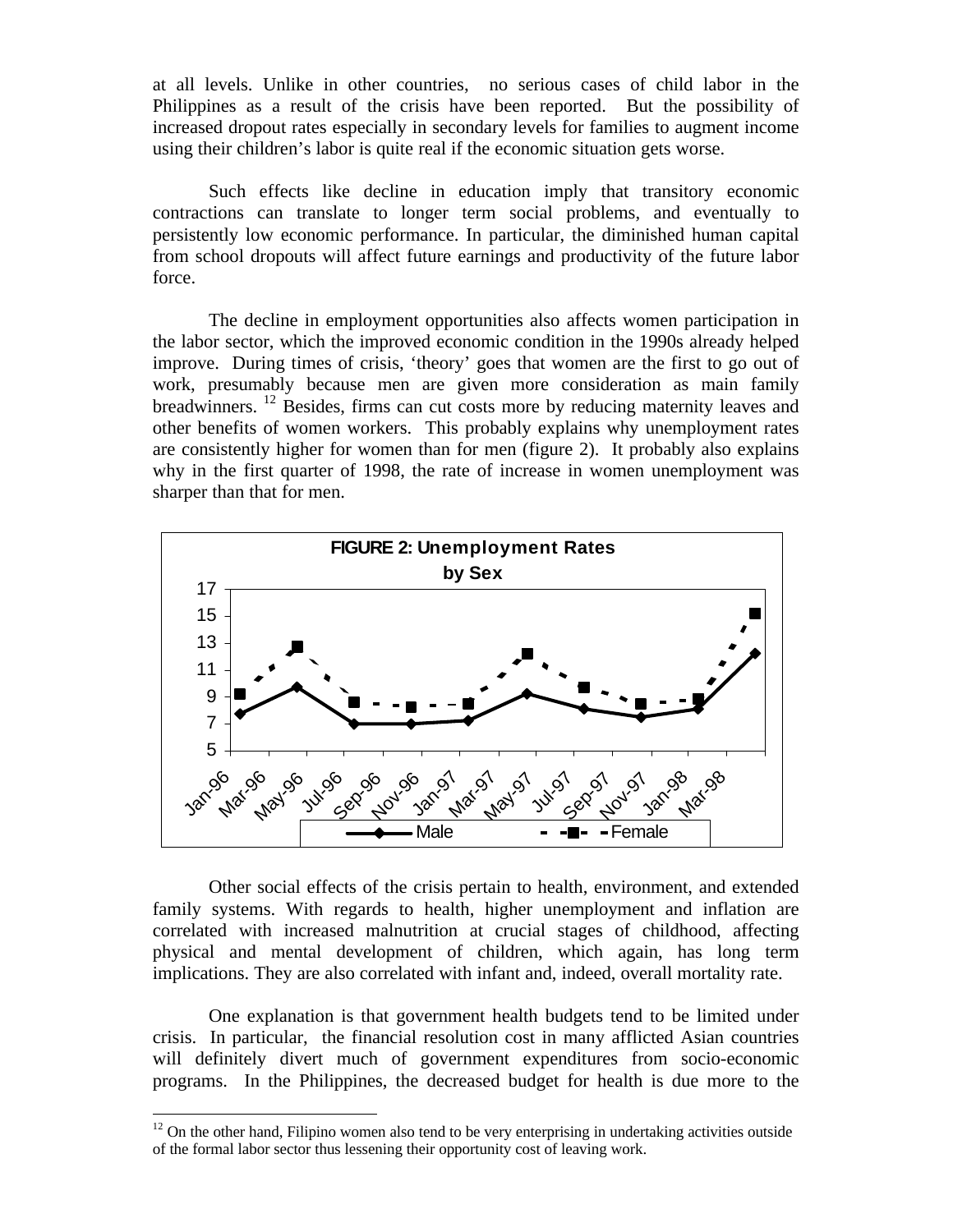at all levels. Unlike in other countries, no serious cases of child labor in the Philippines as a result of the crisis have been reported. But the possibility of increased dropout rates especially in secondary levels for families to augment income using their children's labor is quite real if the economic situation gets worse.

Such effects like decline in education imply that transitory economic contractions can translate to longer term social problems, and eventually to persistently low economic performance. In particular, the diminished human capital from school dropouts will affect future earnings and productivity of the future labor force.

The decline in employment opportunities also affects women participation in the labor sector, which the improved economic condition in the 1990s already helped improve. During times of crisis, 'theory' goes that women are the first to go out of work, presumably because men are given more consideration as main family breadwinners.[12] Besides, firms can cut costs more by reducing maternity leaves and other benefits of women workers. This probably explains why unemployment rates are consistently higher for women than for men (figure 2). It probably also explains why in the first quarter of 1998, the rate of increase in women unemployment was sharper than that for men.

**FIGURE 2: Unemployment Rates by Sex**

Other social effects of the crisis pertain to health, environment, and extended family systems. With regards to health, higher unemployment and inflation are correlated with increased malnutrition at crucial stages of childhood, affecting physical and mental development of children, which again, has long term implications. They are also correlated with infant and, indeed, overall mortality rate.

One explanation is that government health budgets tend to be limited under crisis. In particular, the financial resolution cost in many afflicted Asian countries will definitely divert much of government expenditures from socio-economic programs. In the Philippines, the decreased budget for health is due more to the

---

[12] On the other hand, Filipino women also tend to be very enterprising in undertaking activities outside of the formal labor sector thus lessening their opportunity cost of leaving work.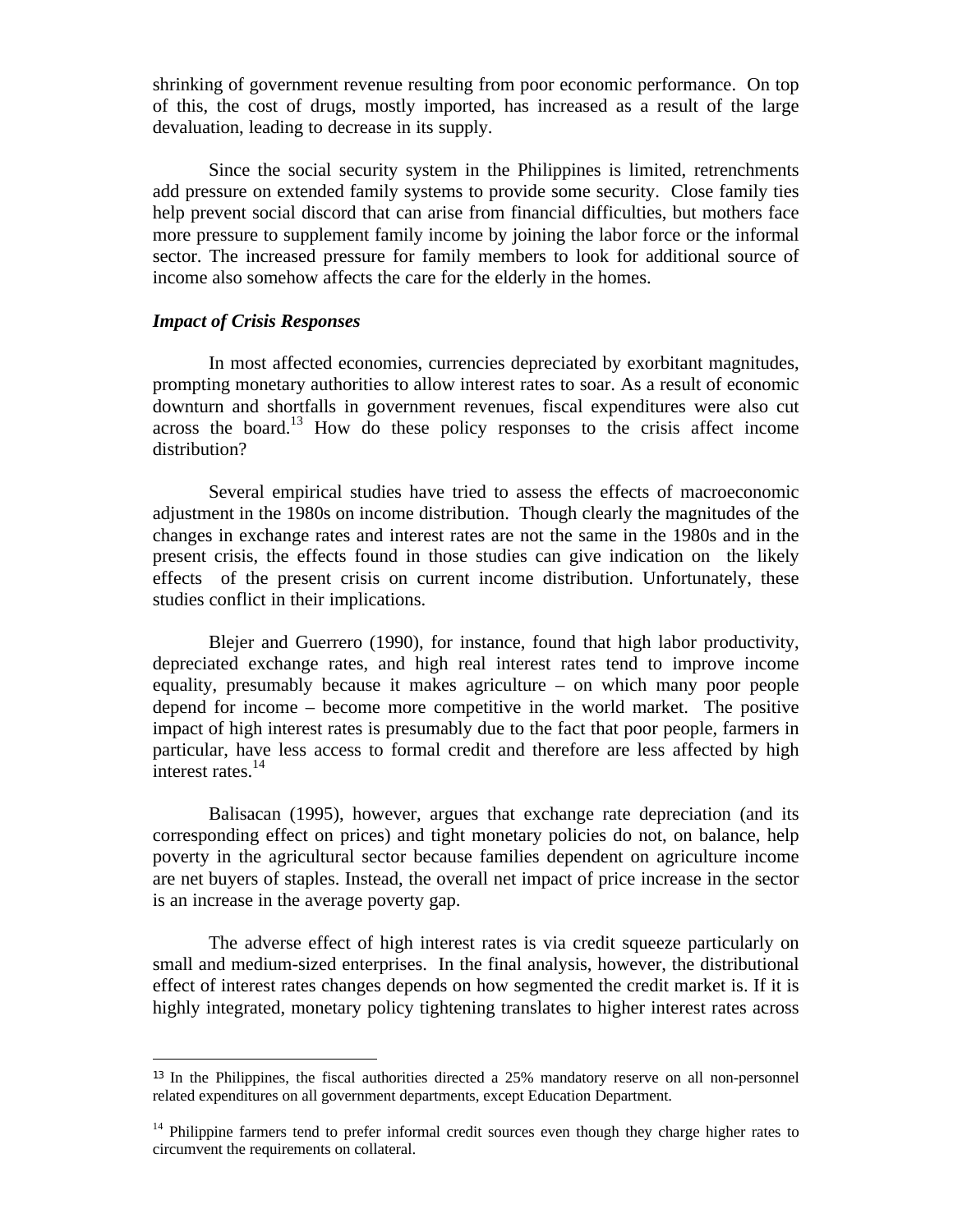shrinking of government revenue resulting from poor economic performance. On top of this, the cost of drugs, mostly imported, has increased as a result of the large devaluation, leading to decrease in its supply.

Since the social security system in the Philippines is limited, retrenchments add pressure on extended family systems to provide some security. Close family ties help prevent social discord that can arise from financial difficulties, but mothers face more pressure to supplement family income by joining the labor force or the informal sector. The increased pressure for family members to look for additional source of income also somehow affects the care for the elderly in the homes.

***Impact of Crisis Responses***

In most affected economies, currencies depreciated by exorbitant magnitudes, prompting monetary authorities to allow interest rates to soar. As a result of economic downturn and shortfalls in government revenues, fiscal expenditures were also cut across the board.[13] How do these policy responses to the crisis affect income distribution?

Several empirical studies have tried to assess the effects of macroeconomic adjustment in the 1980s on income distribution. Though clearly the magnitudes of the changes in exchange rates and interest rates are not the same in the 1980s and in the present crisis, the effects found in those studies can give indication on the likely effects of the present crisis on current income distribution. Unfortunately, these studies conflict in their implications.

Blejer and Guerrero (1990), for instance, found that high labor productivity, depreciated exchange rates, and high real interest rates tend to improve income equality, presumably because it makes agriculture – on which many poor people depend for income – become more competitive in the world market. The positive impact of high interest rates is presumably due to the fact that poor people, farmers in particular, have less access to formal credit and therefore are less affected by high interest rates.[14]

Balisacan (1995), however, argues that exchange rate depreciation (and its corresponding effect on prices) and tight monetary policies do not, on balance, help poverty in the agricultural sector because families dependent on agriculture income are net buyers of staples. Instead, the overall net impact of price increase in the sector is an increase in the average poverty gap.

The adverse effect of high interest rates is via credit squeeze particularly on small and medium-sized enterprises. In the final analysis, however, the distributional effect of interest rates changes depends on how segmented the credit market is. If it is highly integrated, monetary policy tightening translates to higher interest rates across

---

[13] In the Philippines, the fiscal authorities directed a 25% mandatory reserve on all non-personnel related expenditures on all government departments, except Education Department.

[14] Philippine farmers tend to prefer informal credit sources even though they charge higher rates to circumvent the requirements on collateral.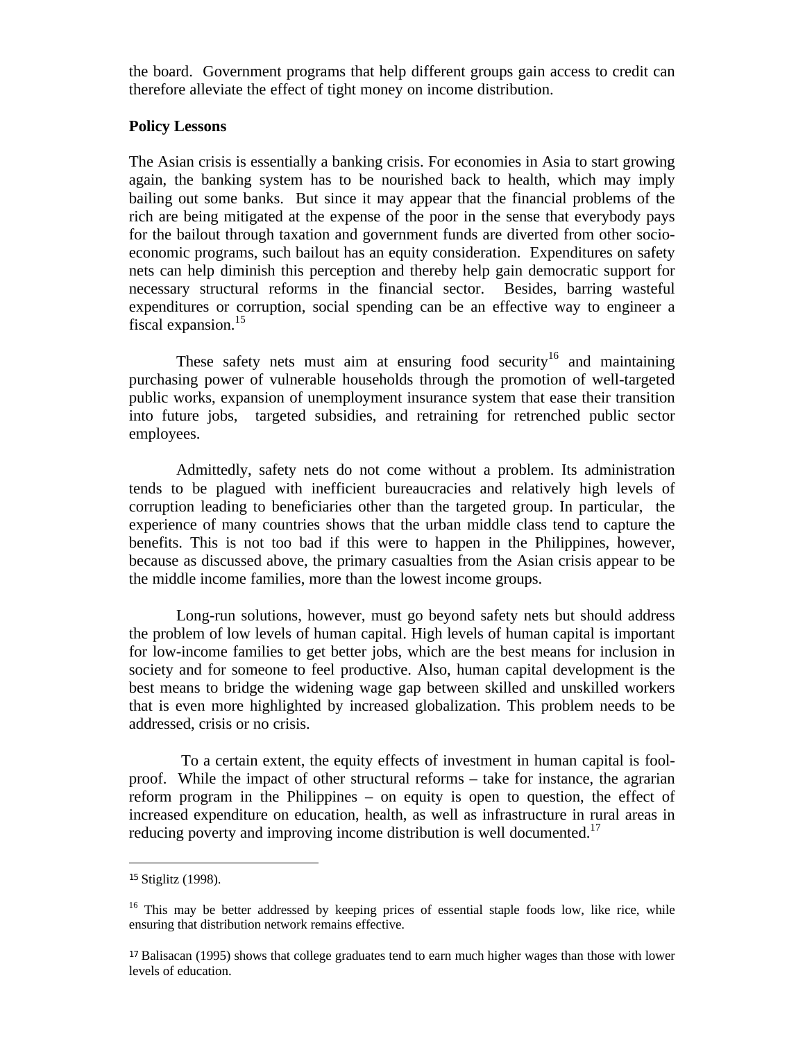the board. Government programs that help different groups gain access to credit can therefore alleviate the effect of tight money on income distribution.

**Policy Lessons**

The Asian crisis is essentially a banking crisis. For economies in Asia to start growing again, the banking system has to be nourished back to health, which may imply bailing out some banks. But since it may appear that the financial problems of the rich are being mitigated at the expense of the poor in the sense that everybody pays for the bailout through taxation and government funds are diverted from other socio-economic programs, such bailout has an equity consideration. Expenditures on safety nets can help diminish this perception and thereby help gain democratic support for necessary structural reforms in the financial sector. Besides, barring wasteful expenditures or corruption, social spending can be an effective way to engineer a fiscal expansion.[15]

These safety nets must aim at ensuring food security[16] and maintaining purchasing power of vulnerable households through the promotion of well-targeted public works, expansion of unemployment insurance system that ease their transition into future jobs, targeted subsidies, and retraining for retrenched public sector employees.

Admittedly, safety nets do not come without a problem. Its administration tends to be plagued with inefficient bureaucracies and relatively high levels of corruption leading to beneficiaries other than the targeted group. In particular, the experience of many countries shows that the urban middle class tend to capture the benefits. This is not too bad if this were to happen in the Philippines, however, because as discussed above, the primary casualties from the Asian crisis appear to be the middle income families, more than the lowest income groups.

Long-run solutions, however, must go beyond safety nets but should address the problem of low levels of human capital. High levels of human capital is important for low-income families to get better jobs, which are the best means for inclusion in society and for someone to feel productive. Also, human capital development is the best means to bridge the widening wage gap between skilled and unskilled workers that is even more highlighted by increased globalization. This problem needs to be addressed, crisis or no crisis.

To a certain extent, the equity effects of investment in human capital is fool-proof. While the impact of other structural reforms – take for instance, the agrarian reform program in the Philippines – on equity is open to question, the effect of increased expenditure on education, health, as well as infrastructure in rural areas in reducing poverty and improving income distribution is well documented.[17]

---

[15] Stiglitz (1998).

[16] This may be better addressed by keeping prices of essential staple foods low, like rice, while ensuring that distribution network remains effective.

[17] Balisacan (1995) shows that college graduates tend to earn much higher wages than those with lower levels of education.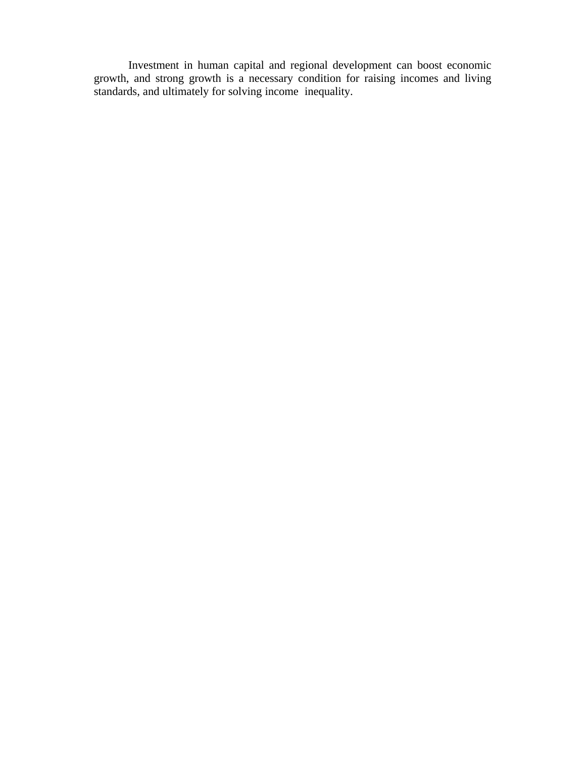Investment in human capital and regional development can boost economic growth, and strong growth is a necessary condition for raising incomes and living standards, and ultimately for solving income inequality.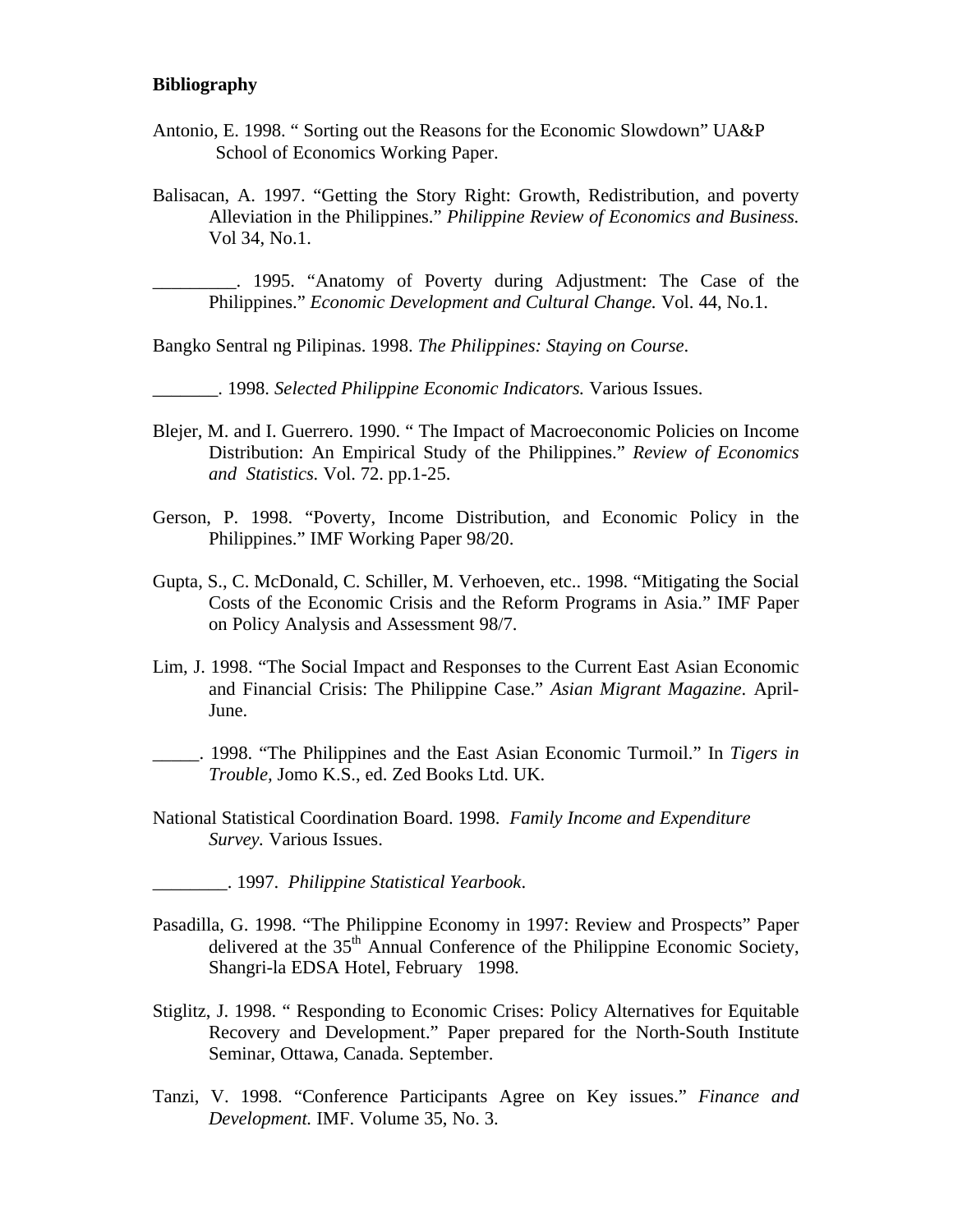**Bibliography**

Antonio, E. 1998. " Sorting out the Reasons for the Economic Slowdown" UA&P School of Economics Working Paper.

Balisacan, A. 1997. "Getting the Story Right: Growth, Redistribution, and poverty Alleviation in the Philippines." *Philippine Review of Economics and Business.* Vol 34, No.1.

_________. 1995. "Anatomy of Poverty during Adjustment: The Case of the Philippines." *Economic Development and Cultural Change.* Vol. 44, No.1.

Bangko Sentral ng Pilipinas. 1998. *The Philippines: Staying on Course*.

_______. 1998. *Selected Philippine Economic Indicators.* Various Issues.

Blejer, M. and I. Guerrero. 1990. " The Impact of Macroeconomic Policies on Income Distribution: An Empirical Study of the Philippines." *Review of Economics and Statistics.* Vol. 72. pp.1-25.

Gerson, P. 1998. "Poverty, Income Distribution, and Economic Policy in the Philippines." IMF Working Paper 98/20.

Gupta, S., C. McDonald, C. Schiller, M. Verhoeven, etc.. 1998. "Mitigating the Social Costs of the Economic Crisis and the Reform Programs in Asia." IMF Paper on Policy Analysis and Assessment 98/7.

Lim, J. 1998. "The Social Impact and Responses to the Current East Asian Economic and Financial Crisis: The Philippine Case." *Asian Migrant Magazine*. April-June.

_____. 1998. "The Philippines and the East Asian Economic Turmoil." In *Tigers in Trouble,* Jomo K.S., ed. Zed Books Ltd. UK.

National Statistical Coordination Board. 1998. *Family Income and Expenditure Survey.* Various Issues.

________. 1997. *Philippine Statistical Yearbook*.

Pasadilla, G. 1998. "The Philippine Economy in 1997: Review and Prospects" Paper delivered at the 35th Annual Conference of the Philippine Economic Society, Shangri-la EDSA Hotel, February 1998.

Stiglitz, J. 1998. " Responding to Economic Crises: Policy Alternatives for Equitable Recovery and Development." Paper prepared for the North-South Institute Seminar, Ottawa, Canada. September.

Tanzi, V. 1998. "Conference Participants Agree on Key issues." *Finance and Development.* IMF. Volume 35, No. 3.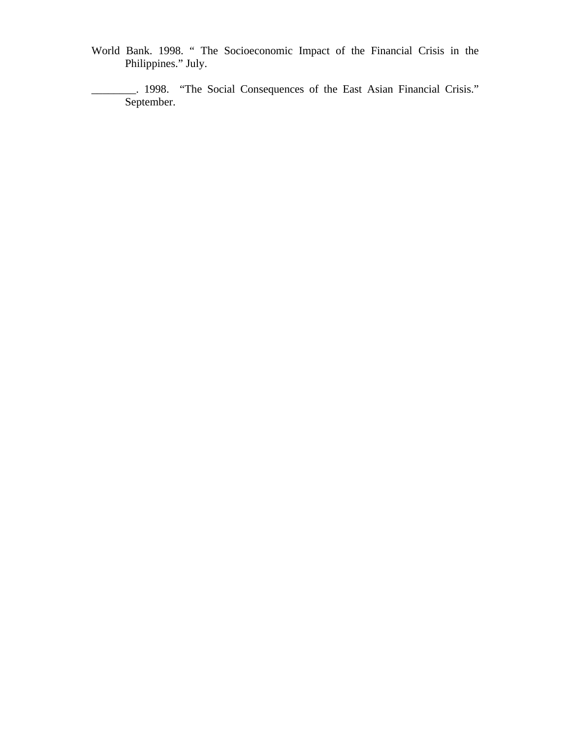World Bank. 1998. " The Socioeconomic Impact of the Financial Crisis in the Philippines." July.

________. 1998. "The Social Consequences of the East Asian Financial Crisis." September.